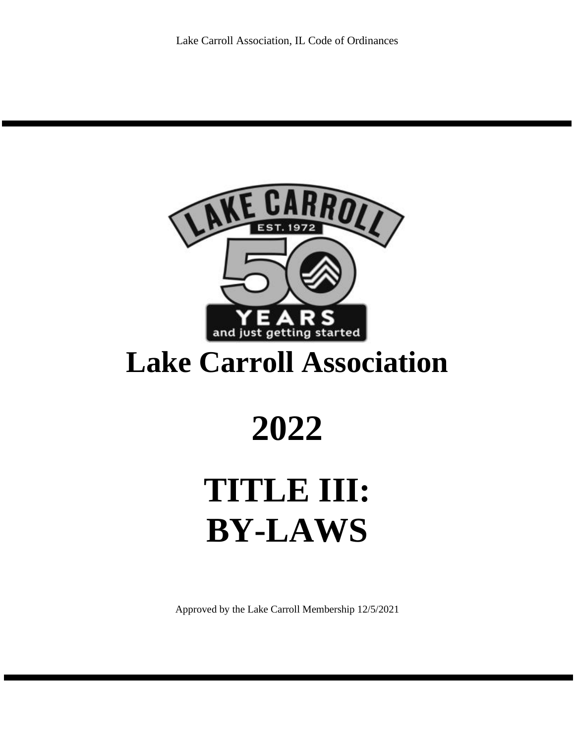# Lake Carroll Association

# 2022

# TITLE III: BY-LAWS

Approved by the Lake Carroll Membership 12/5/2021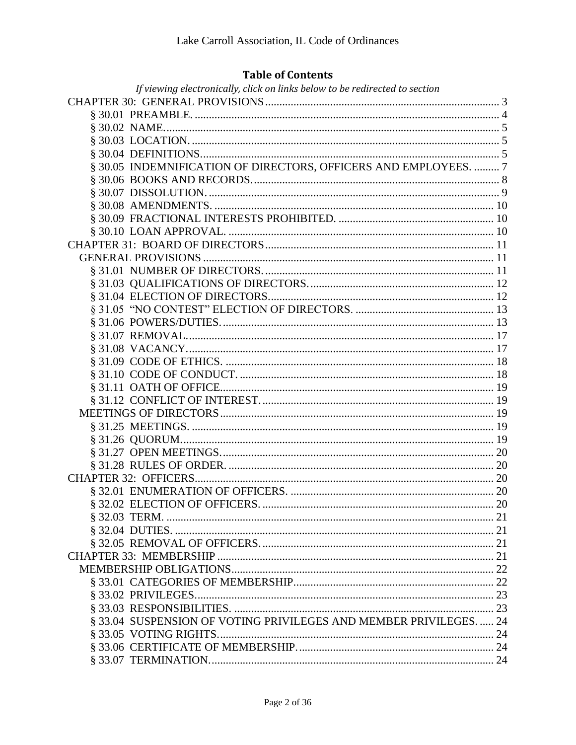## Table of Contents

*If viewing electronically, click on links below to be redirected to section*

CHAPTER 30: GENERAL PROVISIONS ..... 3

- § 30.01 PREAMBLE. ..... 4
- § 30.02 NAME. ..... 5
- § 30.03 LOCATION. ..... 5
- § 30.04 DEFINITIONS. ..... 5
- § 30.05 INDEMNIFICATION OF DIRECTORS, OFFICERS AND EMPLOYEES. ..... 7
- § 30.06 BOOKS AND RECORDS. ..... 8
- § 30.07 DISSOLUTION. ..... 9
- § 30.08 AMENDMENTS. ..... 10
- § 30.09 FRACTIONAL INTERESTS PROHIBITED. ..... 10
- § 30.10 LOAN APPROVAL. ..... 10

CHAPTER 31: BOARD OF DIRECTORS ..... 11

GENERAL PROVISIONS ..... 11

- § 31.01 NUMBER OF DIRECTORS. ..... 11
- § 31.03 QUALIFICATIONS OF DIRECTORS. ..... 12
- § 31.04 ELECTION OF DIRECTORS. ..... 12
- § 31.05 "NO CONTEST" ELECTION OF DIRECTORS. ..... 13
- § 31.06 POWERS/DUTIES. ..... 13
- § 31.07 REMOVAL. ..... 17
- § 31.08 VACANCY. ..... 17
- § 31.09 CODE OF ETHICS. ..... 18
- § 31.10 CODE OF CONDUCT. ..... 18
- § 31.11 OATH OF OFFICE. ..... 19
- § 31.12 CONFLICT OF INTEREST. ..... 19

MEETINGS OF DIRECTORS ..... 19

- § 31.25 MEETINGS. ..... 19
- § 31.26 QUORUM. ..... 19
- § 31.27 OPEN MEETINGS. ..... 20
- § 31.28 RULES OF ORDER. ..... 20

CHAPTER 32: OFFICERS ..... 20

- § 32.01 ENUMERATION OF OFFICERS. ..... 20
- § 32.02 ELECTION OF OFFICERS. ..... 20
- § 32.03 TERM. ..... 21
- § 32.04 DUTIES. ..... 21
- § 32.05 REMOVAL OF OFFICERS. ..... 21

CHAPTER 33: MEMBERSHIP ..... 21

MEMBERSHIP OBLIGATIONS ..... 22

- § 33.01 CATEGORIES OF MEMBERSHIP. ..... 22
- § 33.02 PRIVILEGES. ..... 23
- § 33.03 RESPONSIBILITIES. ..... 23
- § 33.04 SUSPENSION OF VOTING PRIVILEGES AND MEMBER PRIVILEGES. ..... 24
- § 33.05 VOTING RIGHTS. ..... 24
- § 33.06 CERTIFICATE OF MEMBERSHIP. ..... 24
- § 33.07 TERMINATION. ..... 24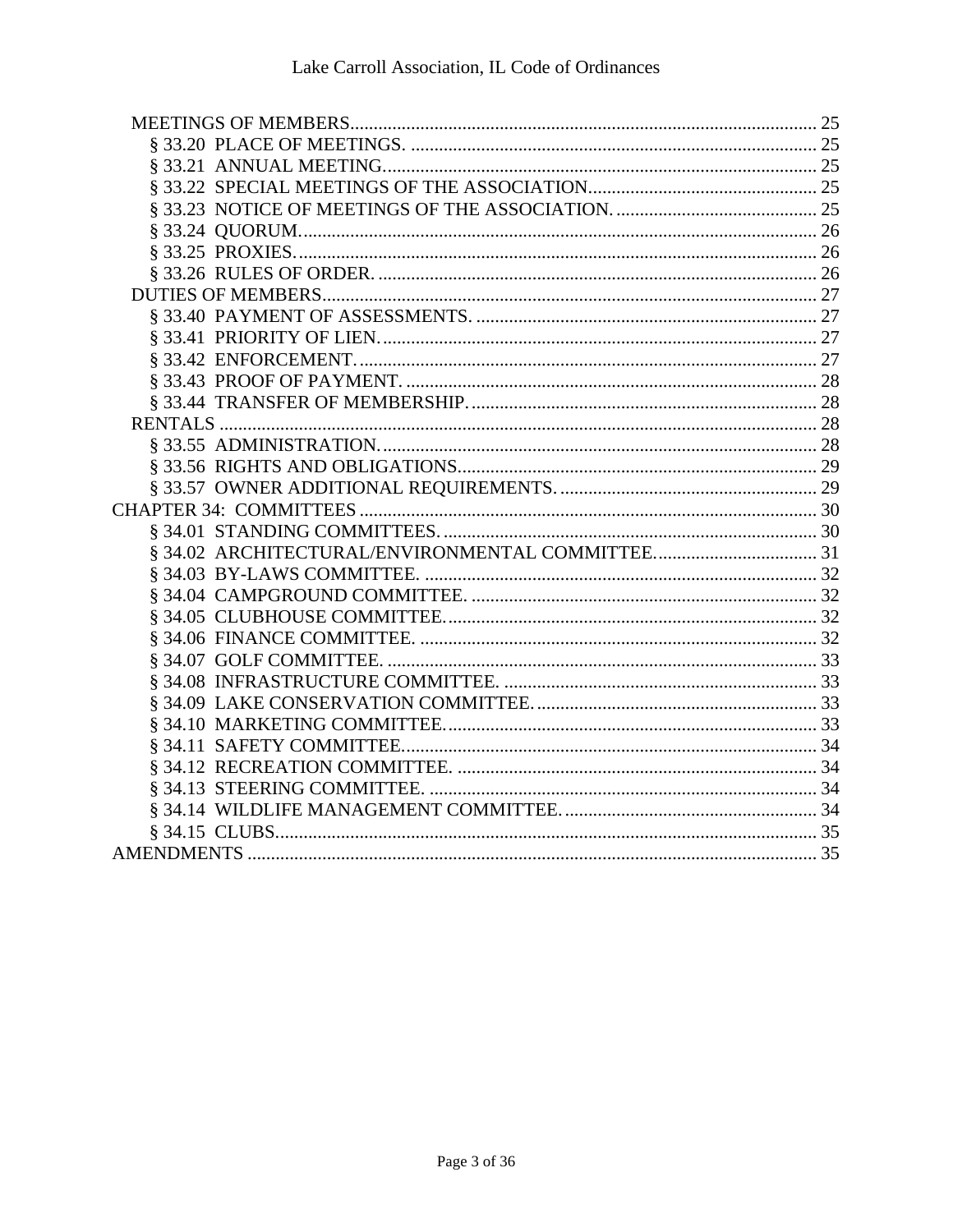MEETINGS OF MEMBERS ........................................................................................ 25
- § 33.20 PLACE OF MEETINGS. ........................................................................................ 25
- § 33.21 ANNUAL MEETING. ........................................................................................ 25
- § 33.22 SPECIAL MEETINGS OF THE ASSOCIATION. ........................................................................................ 25
- § 33.23 NOTICE OF MEETINGS OF THE ASSOCIATION. ........................................................................................ 25
- § 33.24 QUORUM. ........................................................................................ 26
- § 33.25 PROXIES. ........................................................................................ 26
- § 33.26 RULES OF ORDER. ........................................................................................ 26

DUTIES OF MEMBERS ........................................................................................ 27
- § 33.40 PAYMENT OF ASSESSMENTS. ........................................................................................ 27
- § 33.41 PRIORITY OF LIEN. ........................................................................................ 27
- § 33.42 ENFORCEMENT. ........................................................................................ 27
- § 33.43 PROOF OF PAYMENT. ........................................................................................ 28
- § 33.44 TRANSFER OF MEMBERSHIP. ........................................................................................ 28

RENTALS ........................................................................................ 28
- § 33.55 ADMINISTRATION. ........................................................................................ 28
- § 33.56 RIGHTS AND OBLIGATIONS. ........................................................................................ 29
- § 33.57 OWNER ADDITIONAL REQUIREMENTS. ........................................................................................ 29

CHAPTER 34: COMMITTEES ........................................................................................ 30
- § 34.01 STANDING COMMITTEES. ........................................................................................ 30
- § 34.02 ARCHITECTURAL/ENVIRONMENTAL COMMITTEE. ........................................................................................ 31
- § 34.03 BY-LAWS COMMITTEE. ........................................................................................ 32
- § 34.04 CAMPGROUND COMMITTEE. ........................................................................................ 32
- § 34.05 CLUBHOUSE COMMITTEE. ........................................................................................ 32
- § 34.06 FINANCE COMMITTEE. ........................................................................................ 32
- § 34.07 GOLF COMMITTEE. ........................................................................................ 33
- § 34.08 INFRASTRUCTURE COMMITTEE. ........................................................................................ 33
- § 34.09 LAKE CONSERVATION COMMITTEE. ........................................................................................ 33
- § 34.10 MARKETING COMMITTEE. ........................................................................................ 33
- § 34.11 SAFETY COMMITTEE. ........................................................................................ 34
- § 34.12 RECREATION COMMITTEE. ........................................................................................ 34
- § 34.13 STEERING COMMITTEE. ........................................................................................ 34
- § 34.14 WILDLIFE MANAGEMENT COMMITTEE. ........................................................................................ 34
- § 34.15 CLUBS. ........................................................................................ 35

AMENDMENTS ........................................................................................ 35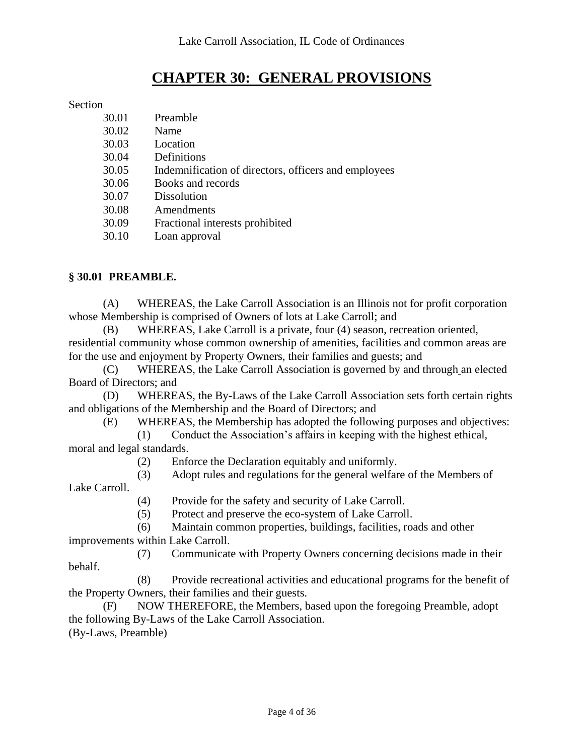# CHAPTER 30: GENERAL PROVISIONS

Section

| | |
|---|---|
| 30.01 | Preamble |
| 30.02 | Name |
| 30.03 | Location |
| 30.04 | Definitions |
| 30.05 | Indemnification of directors, officers and employees |
| 30.06 | Books and records |
| 30.07 | Dissolution |
| 30.08 | Amendments |
| 30.09 | Fractional interests prohibited |
| 30.10 | Loan approval |

**§ 30.01 PREAMBLE.**

(A) WHEREAS, the Lake Carroll Association is an Illinois not for profit corporation whose Membership is comprised of Owners of lots at Lake Carroll; and

(B) WHEREAS, Lake Carroll is a private, four (4) season, recreation oriented, residential community whose common ownership of amenities, facilities and common areas are for the use and enjoyment by Property Owners, their families and guests; and

(C) WHEREAS, the Lake Carroll Association is governed by and through an elected Board of Directors; and

(D) WHEREAS, the By-Laws of the Lake Carroll Association sets forth certain rights and obligations of the Membership and the Board of Directors; and

(E) WHEREAS, the Membership has adopted the following purposes and objectives:

(1) Conduct the Association's affairs in keeping with the highest ethical, moral and legal standards.

(2) Enforce the Declaration equitably and uniformly.

(3) Adopt rules and regulations for the general welfare of the Members of Lake Carroll.

(4) Provide for the safety and security of Lake Carroll.

(5) Protect and preserve the eco-system of Lake Carroll.

(6) Maintain common properties, buildings, facilities, roads and other improvements within Lake Carroll.

(7) Communicate with Property Owners concerning decisions made in their behalf.

(8) Provide recreational activities and educational programs for the benefit of the Property Owners, their families and their guests.

(F) NOW THEREFORE, the Members, based upon the foregoing Preamble, adopt the following By-Laws of the Lake Carroll Association.

(By-Laws, Preamble)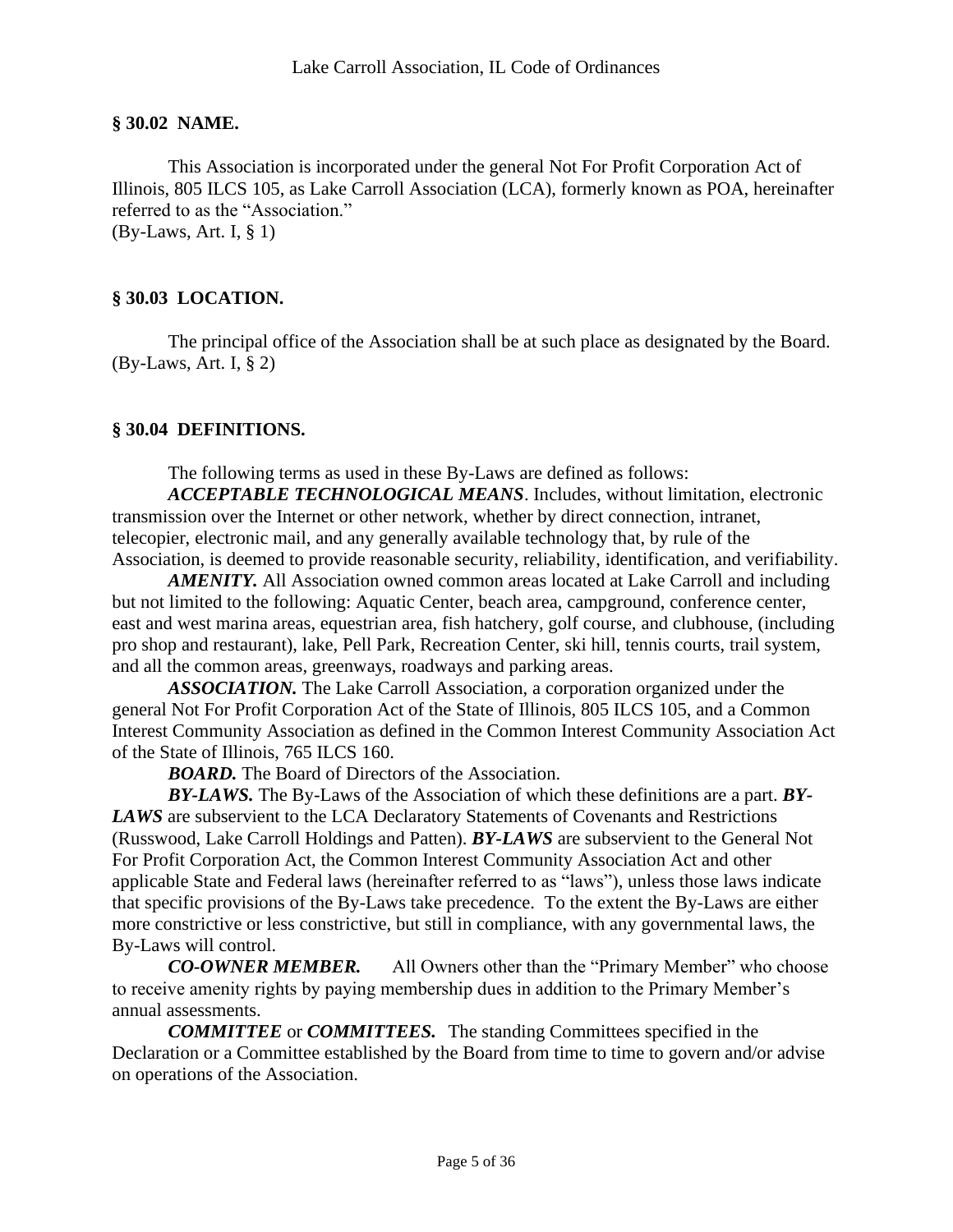## § 30.02 NAME.

This Association is incorporated under the general Not For Profit Corporation Act of Illinois, 805 ILCS 105, as Lake Carroll Association (LCA), formerly known as POA, hereinafter referred to as the "Association."
(By-Laws, Art. I, § 1)

## § 30.03 LOCATION.

The principal office of the Association shall be at such place as designated by the Board.
(By-Laws, Art. I, § 2)

## § 30.04 DEFINITIONS.

The following terms as used in these By-Laws are defined as follows:

***ACCEPTABLE TECHNOLOGICAL MEANS***. Includes, without limitation, electronic transmission over the Internet or other network, whether by direct connection, intranet, telecopier, electronic mail, and any generally available technology that, by rule of the Association, is deemed to provide reasonable security, reliability, identification, and verifiability.

***AMENITY.*** All Association owned common areas located at Lake Carroll and including but not limited to the following: Aquatic Center, beach area, campground, conference center, east and west marina areas, equestrian area, fish hatchery, golf course, and clubhouse, (including pro shop and restaurant), lake, Pell Park, Recreation Center, ski hill, tennis courts, trail system, and all the common areas, greenways, roadways and parking areas.

***ASSOCIATION.*** The Lake Carroll Association, a corporation organized under the general Not For Profit Corporation Act of the State of Illinois, 805 ILCS 105, and a Common Interest Community Association as defined in the Common Interest Community Association Act of the State of Illinois, 765 ILCS 160.

***BOARD.*** The Board of Directors of the Association.

***BY-LAWS.*** The By-Laws of the Association of which these definitions are a part. ***BY-LAWS*** are subservient to the LCA Declaratory Statements of Covenants and Restrictions (Russwood, Lake Carroll Holdings and Patten). ***BY-LAWS*** are subservient to the General Not For Profit Corporation Act, the Common Interest Community Association Act and other applicable State and Federal laws (hereinafter referred to as "laws"), unless those laws indicate that specific provisions of the By-Laws take precedence. To the extent the By-Laws are either more constrictive or less constrictive, but still in compliance, with any governmental laws, the By-Laws will control.

***CO-OWNER MEMBER.*** All Owners other than the "Primary Member" who choose to receive amenity rights by paying membership dues in addition to the Primary Member's annual assessments.

***COMMITTEE*** or ***COMMITTEES.*** The standing Committees specified in the Declaration or a Committee established by the Board from time to time to govern and/or advise on operations of the Association.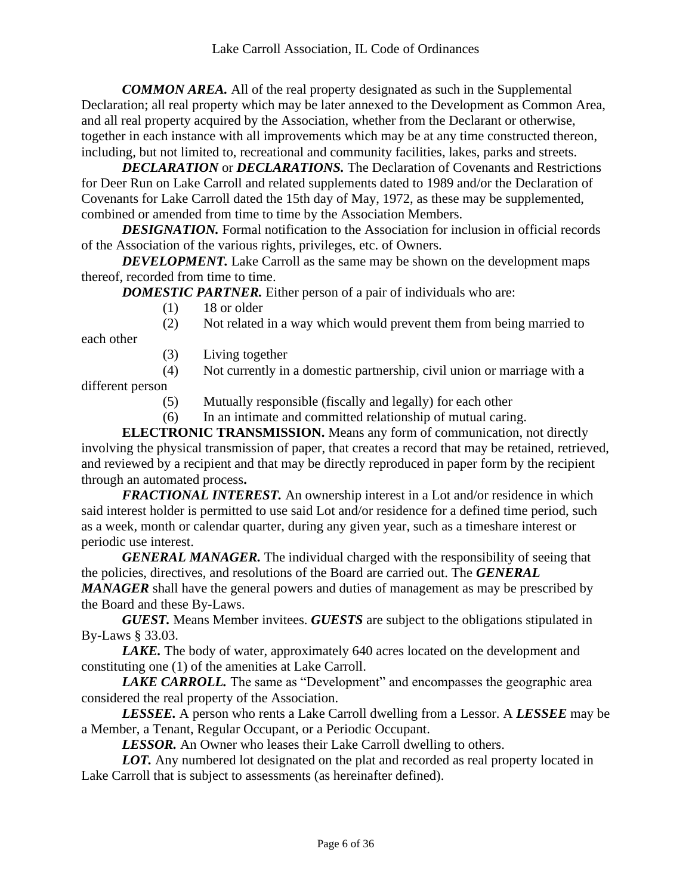***COMMON AREA.*** All of the real property designated as such in the Supplemental Declaration; all real property which may be later annexed to the Development as Common Area, and all real property acquired by the Association, whether from the Declarant or otherwise, together in each instance with all improvements which may be at any time constructed thereon, including, but not limited to, recreational and community facilities, lakes, parks and streets.

***DECLARATION*** or ***DECLARATIONS.*** The Declaration of Covenants and Restrictions for Deer Run on Lake Carroll and related supplements dated to 1989 and/or the Declaration of Covenants for Lake Carroll dated the 15th day of May, 1972, as these may be supplemented, combined or amended from time to time by the Association Members.

***DESIGNATION.*** Formal notification to the Association for inclusion in official records of the Association of the various rights, privileges, etc. of Owners.

***DEVELOPMENT.*** Lake Carroll as the same may be shown on the development maps thereof, recorded from time to time.

***DOMESTIC PARTNER.*** Either person of a pair of individuals who are:

(1) 18 or older

(2) Not related in a way which would prevent them from being married to each other

(3) Living together

(4) Not currently in a domestic partnership, civil union or marriage with a different person

(5) Mutually responsible (fiscally and legally) for each other

(6) In an intimate and committed relationship of mutual caring.

**ELECTRONIC TRANSMISSION.** Means any form of communication, not directly involving the physical transmission of paper, that creates a record that may be retained, retrieved, and reviewed by a recipient and that may be directly reproduced in paper form by the recipient through an automated process**.**

***FRACTIONAL INTEREST.*** An ownership interest in a Lot and/or residence in which said interest holder is permitted to use said Lot and/or residence for a defined time period, such as a week, month or calendar quarter, during any given year, such as a timeshare interest or periodic use interest.

***GENERAL MANAGER.*** The individual charged with the responsibility of seeing that the policies, directives, and resolutions of the Board are carried out. The ***GENERAL MANAGER*** shall have the general powers and duties of management as may be prescribed by the Board and these By-Laws.

***GUEST.*** Means Member invitees. ***GUESTS*** are subject to the obligations stipulated in By-Laws § 33.03.

***LAKE.*** The body of water, approximately 640 acres located on the development and constituting one (1) of the amenities at Lake Carroll.

***LAKE CARROLL.*** The same as "Development" and encompasses the geographic area considered the real property of the Association.

***LESSEE.*** A person who rents a Lake Carroll dwelling from a Lessor. A ***LESSEE*** may be a Member, a Tenant, Regular Occupant, or a Periodic Occupant.

***LESSOR.*** An Owner who leases their Lake Carroll dwelling to others.

***LOT.*** Any numbered lot designated on the plat and recorded as real property located in Lake Carroll that is subject to assessments (as hereinafter defined).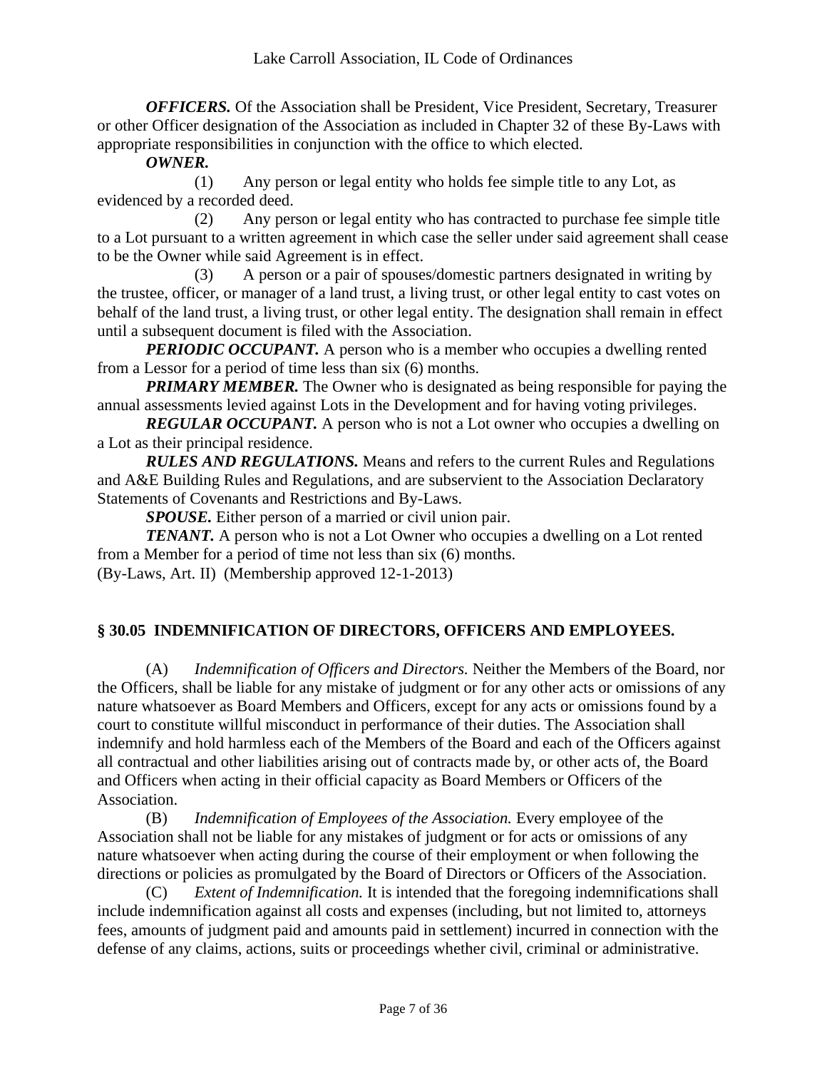***OFFICERS.*** Of the Association shall be President, Vice President, Secretary, Treasurer or other Officer designation of the Association as included in Chapter 32 of these By-Laws with appropriate responsibilities in conjunction with the office to which elected.

***OWNER.***

(1) Any person or legal entity who holds fee simple title to any Lot, as evidenced by a recorded deed.

(2) Any person or legal entity who has contracted to purchase fee simple title to a Lot pursuant to a written agreement in which case the seller under said agreement shall cease to be the Owner while said Agreement is in effect.

(3) A person or a pair of spouses/domestic partners designated in writing by the trustee, officer, or manager of a land trust, a living trust, or other legal entity to cast votes on behalf of the land trust, a living trust, or other legal entity. The designation shall remain in effect until a subsequent document is filed with the Association.

***PERIODIC OCCUPANT.*** A person who is a member who occupies a dwelling rented from a Lessor for a period of time less than six (6) months.

***PRIMARY MEMBER.*** The Owner who is designated as being responsible for paying the annual assessments levied against Lots in the Development and for having voting privileges.

***REGULAR OCCUPANT.*** A person who is not a Lot owner who occupies a dwelling on a Lot as their principal residence.

***RULES AND REGULATIONS.*** Means and refers to the current Rules and Regulations and A&E Building Rules and Regulations, and are subservient to the Association Declaratory Statements of Covenants and Restrictions and By-Laws.

***SPOUSE.*** Either person of a married or civil union pair.

***TENANT.*** A person who is not a Lot Owner who occupies a dwelling on a Lot rented from a Member for a period of time not less than six (6) months.

(By-Laws, Art. II) (Membership approved 12-1-2013)

## § 30.05 INDEMNIFICATION OF DIRECTORS, OFFICERS AND EMPLOYEES.

(A) *Indemnification of Officers and Directors.* Neither the Members of the Board, nor the Officers, shall be liable for any mistake of judgment or for any other acts or omissions of any nature whatsoever as Board Members and Officers, except for any acts or omissions found by a court to constitute willful misconduct in performance of their duties. The Association shall indemnify and hold harmless each of the Members of the Board and each of the Officers against all contractual and other liabilities arising out of contracts made by, or other acts of, the Board and Officers when acting in their official capacity as Board Members or Officers of the Association.

(B) *Indemnification of Employees of the Association.* Every employee of the Association shall not be liable for any mistakes of judgment or for acts or omissions of any nature whatsoever when acting during the course of their employment or when following the directions or policies as promulgated by the Board of Directors or Officers of the Association.

(C) *Extent of Indemnification.* It is intended that the foregoing indemnifications shall include indemnification against all costs and expenses (including, but not limited to, attorneys fees, amounts of judgment paid and amounts paid in settlement) incurred in connection with the defense of any claims, actions, suits or proceedings whether civil, criminal or administrative.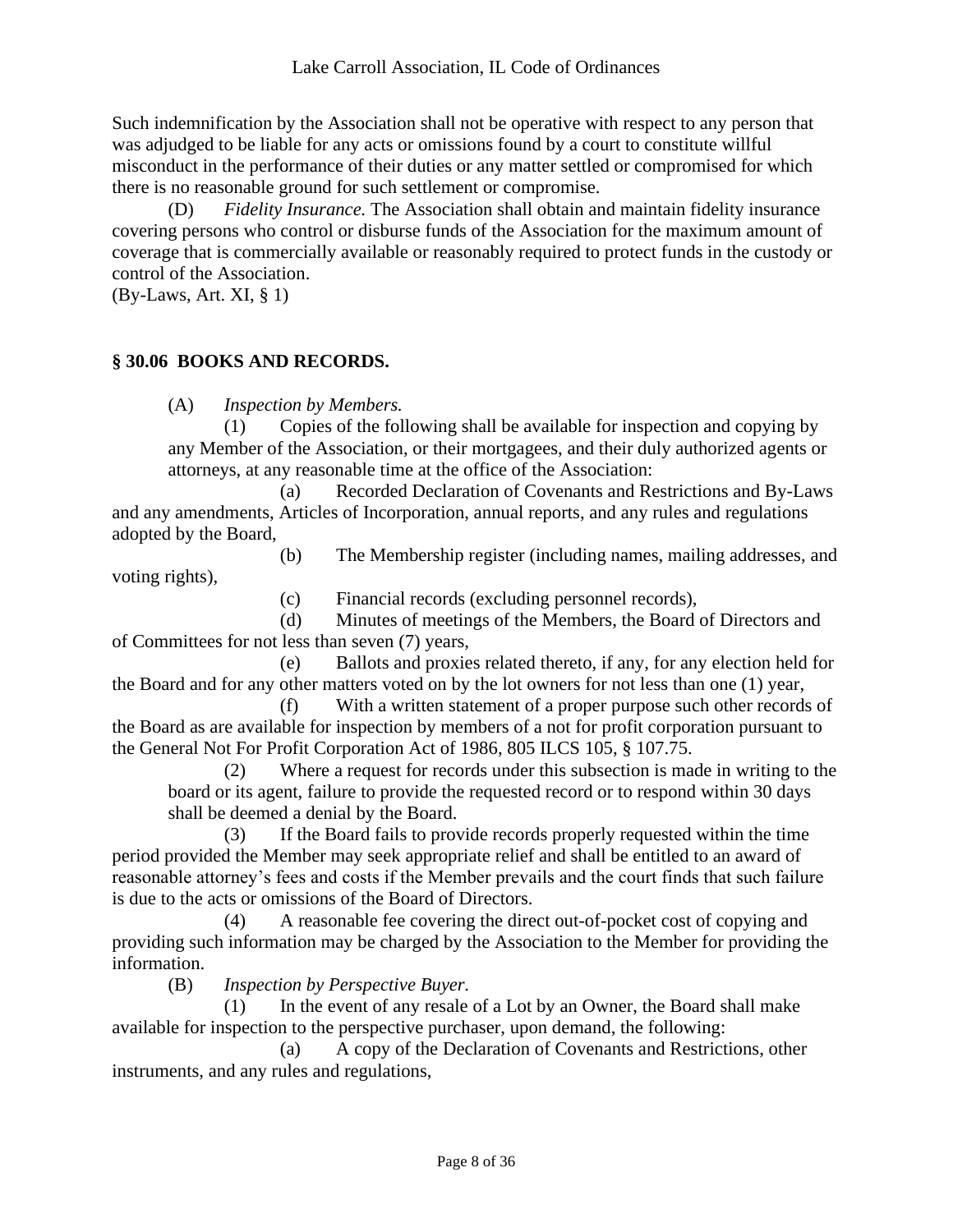Such indemnification by the Association shall not be operative with respect to any person that was adjudged to be liable for any acts or omissions found by a court to constitute willful misconduct in the performance of their duties or any matter settled or compromised for which there is no reasonable ground for such settlement or compromise.

(D) *Fidelity Insurance.* The Association shall obtain and maintain fidelity insurance covering persons who control or disburse funds of the Association for the maximum amount of coverage that is commercially available or reasonably required to protect funds in the custody or control of the Association.

(By-Laws, Art. XI, § 1)

## § 30.06 BOOKS AND RECORDS.

(A) *Inspection by Members.*

(1) Copies of the following shall be available for inspection and copying by any Member of the Association, or their mortgagees, and their duly authorized agents or attorneys, at any reasonable time at the office of the Association:

(a) Recorded Declaration of Covenants and Restrictions and By-Laws and any amendments, Articles of Incorporation, annual reports, and any rules and regulations adopted by the Board,

(b) The Membership register (including names, mailing addresses, and voting rights),

(c) Financial records (excluding personnel records),

(d) Minutes of meetings of the Members, the Board of Directors and of Committees for not less than seven (7) years,

(e) Ballots and proxies related thereto, if any, for any election held for the Board and for any other matters voted on by the lot owners for not less than one (1) year,

(f) With a written statement of a proper purpose such other records of the Board as are available for inspection by members of a not for profit corporation pursuant to the General Not For Profit Corporation Act of 1986, 805 ILCS 105, § 107.75.

(2) Where a request for records under this subsection is made in writing to the board or its agent, failure to provide the requested record or to respond within 30 days shall be deemed a denial by the Board.

(3) If the Board fails to provide records properly requested within the time period provided the Member may seek appropriate relief and shall be entitled to an award of reasonable attorney's fees and costs if the Member prevails and the court finds that such failure is due to the acts or omissions of the Board of Directors.

(4) A reasonable fee covering the direct out-of-pocket cost of copying and providing such information may be charged by the Association to the Member for providing the information.

(B) *Inspection by Perspective Buyer.*

(1) In the event of any resale of a Lot by an Owner, the Board shall make available for inspection to the perspective purchaser, upon demand, the following:

(a) A copy of the Declaration of Covenants and Restrictions, other instruments, and any rules and regulations,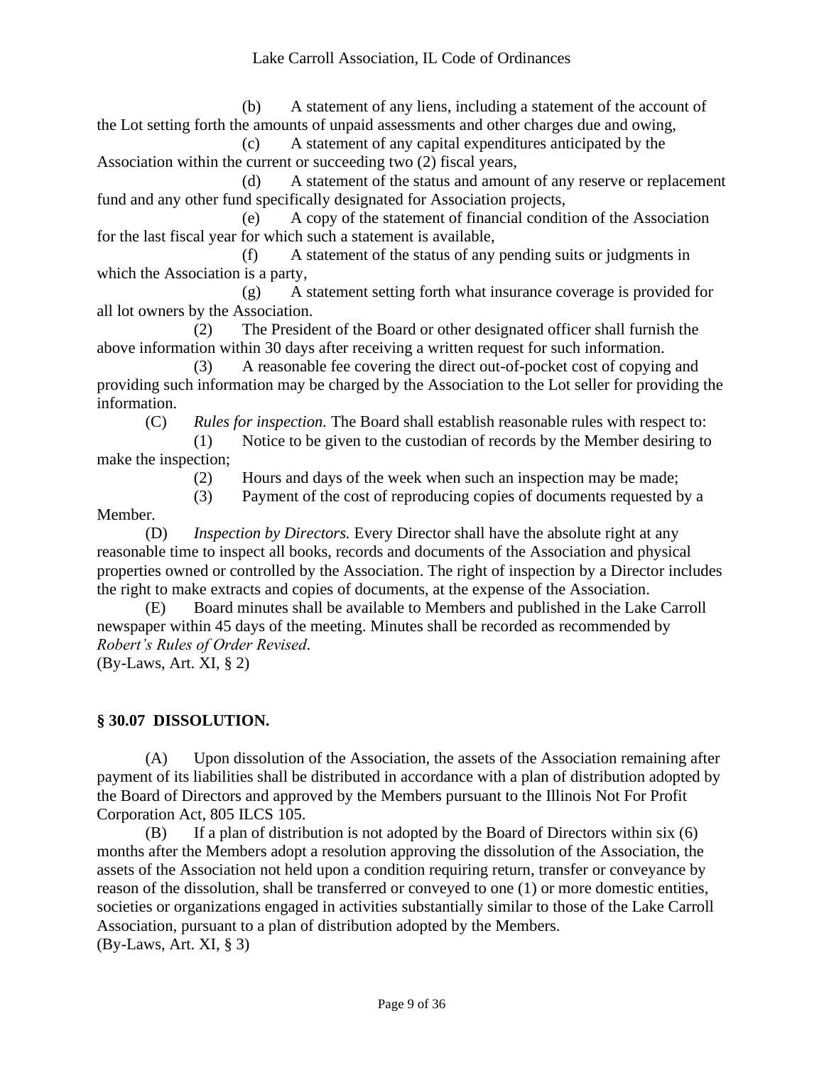(b) A statement of any liens, including a statement of the account of the Lot setting forth the amounts of unpaid assessments and other charges due and owing,

(c) A statement of any capital expenditures anticipated by the Association within the current or succeeding two (2) fiscal years,

(d) A statement of the status and amount of any reserve or replacement fund and any other fund specifically designated for Association projects,

(e) A copy of the statement of financial condition of the Association for the last fiscal year for which such a statement is available,

(f) A statement of the status of any pending suits or judgments in which the Association is a party,

(g) A statement setting forth what insurance coverage is provided for all lot owners by the Association.

(2) The President of the Board or other designated officer shall furnish the above information within 30 days after receiving a written request for such information.

(3) A reasonable fee covering the direct out-of-pocket cost of copying and providing such information may be charged by the Association to the Lot seller for providing the information.

(C) *Rules for inspection.* The Board shall establish reasonable rules with respect to:

(1) Notice to be given to the custodian of records by the Member desiring to make the inspection;

(2) Hours and days of the week when such an inspection may be made;

(3) Payment of the cost of reproducing copies of documents requested by a Member.

(D) *Inspection by Directors.* Every Director shall have the absolute right at any reasonable time to inspect all books, records and documents of the Association and physical properties owned or controlled by the Association. The right of inspection by a Director includes the right to make extracts and copies of documents, at the expense of the Association.

(E) Board minutes shall be available to Members and published in the Lake Carroll newspaper within 45 days of the meeting. Minutes shall be recorded as recommended by *Robert's Rules of Order Revised*.

(By-Laws, Art. XI, § 2)

## § 30.07 DISSOLUTION.

(A) Upon dissolution of the Association, the assets of the Association remaining after payment of its liabilities shall be distributed in accordance with a plan of distribution adopted by the Board of Directors and approved by the Members pursuant to the Illinois Not For Profit Corporation Act, 805 ILCS 105.

(B) If a plan of distribution is not adopted by the Board of Directors within six (6) months after the Members adopt a resolution approving the dissolution of the Association, the assets of the Association not held upon a condition requiring return, transfer or conveyance by reason of the dissolution, shall be transferred or conveyed to one (1) or more domestic entities, societies or organizations engaged in activities substantially similar to those of the Lake Carroll Association, pursuant to a plan of distribution adopted by the Members.

(By-Laws, Art. XI, § 3)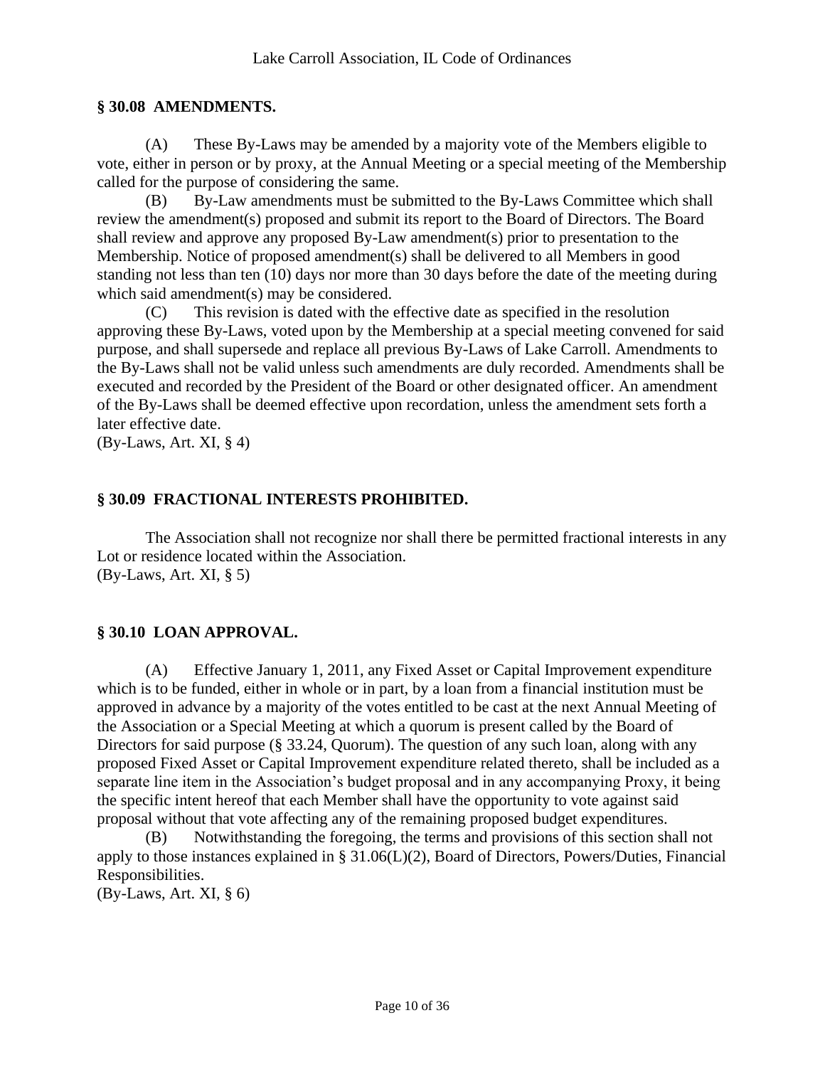## § 30.08 AMENDMENTS.

(A) These By-Laws may be amended by a majority vote of the Members eligible to vote, either in person or by proxy, at the Annual Meeting or a special meeting of the Membership called for the purpose of considering the same.

(B) By-Law amendments must be submitted to the By-Laws Committee which shall review the amendment(s) proposed and submit its report to the Board of Directors. The Board shall review and approve any proposed By-Law amendment(s) prior to presentation to the Membership. Notice of proposed amendment(s) shall be delivered to all Members in good standing not less than ten (10) days nor more than 30 days before the date of the meeting during which said amendment(s) may be considered.

(C) This revision is dated with the effective date as specified in the resolution approving these By-Laws, voted upon by the Membership at a special meeting convened for said purpose, and shall supersede and replace all previous By-Laws of Lake Carroll. Amendments to the By-Laws shall not be valid unless such amendments are duly recorded. Amendments shall be executed and recorded by the President of the Board or other designated officer. An amendment of the By-Laws shall be deemed effective upon recordation, unless the amendment sets forth a later effective date.

(By-Laws, Art. XI, § 4)

## § 30.09 FRACTIONAL INTERESTS PROHIBITED.

The Association shall not recognize nor shall there be permitted fractional interests in any Lot or residence located within the Association.

(By-Laws, Art. XI, § 5)

## § 30.10 LOAN APPROVAL.

(A) Effective January 1, 2011, any Fixed Asset or Capital Improvement expenditure which is to be funded, either in whole or in part, by a loan from a financial institution must be approved in advance by a majority of the votes entitled to be cast at the next Annual Meeting of the Association or a Special Meeting at which a quorum is present called by the Board of Directors for said purpose (§ 33.24, Quorum). The question of any such loan, along with any proposed Fixed Asset or Capital Improvement expenditure related thereto, shall be included as a separate line item in the Association's budget proposal and in any accompanying Proxy, it being the specific intent hereof that each Member shall have the opportunity to vote against said proposal without that vote affecting any of the remaining proposed budget expenditures.

(B) Notwithstanding the foregoing, the terms and provisions of this section shall not apply to those instances explained in § 31.06(L)(2), Board of Directors, Powers/Duties, Financial Responsibilities.

(By-Laws, Art. XI, § 6)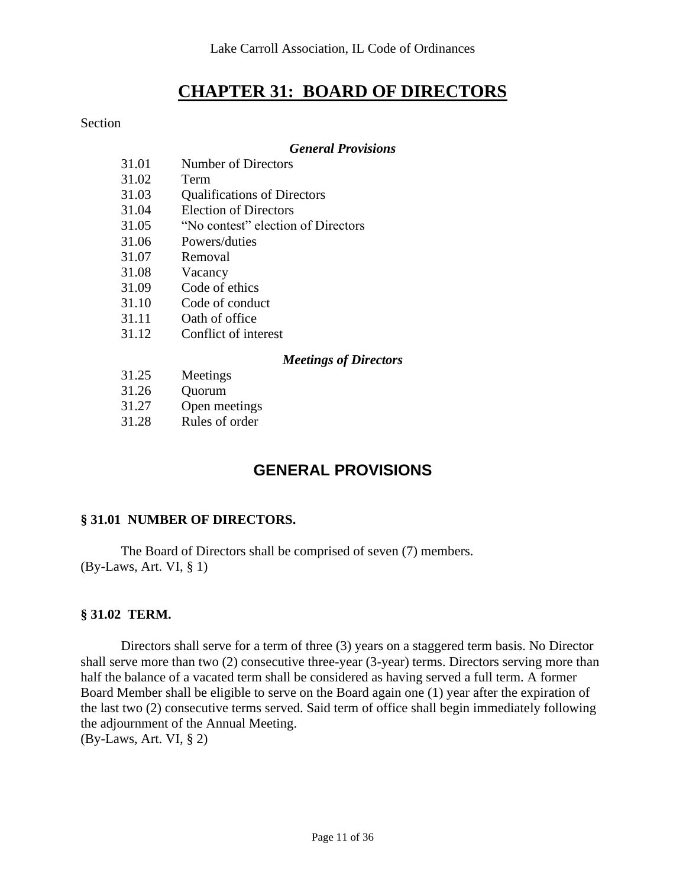# CHAPTER 31: BOARD OF DIRECTORS

Section

***General Provisions***

31.01 Number of Directors
31.02 Term
31.03 Qualifications of Directors
31.04 Election of Directors
31.05 "No contest" election of Directors
31.06 Powers/duties
31.07 Removal
31.08 Vacancy
31.09 Code of ethics
31.10 Code of conduct
31.11 Oath of office
31.12 Conflict of interest

***Meetings of Directors***

31.25 Meetings
31.26 Quorum
31.27 Open meetings
31.28 Rules of order

## GENERAL PROVISIONS

### § 31.01 NUMBER OF DIRECTORS.

The Board of Directors shall be comprised of seven (7) members.
(By-Laws, Art. VI, § 1)

### § 31.02 TERM.

Directors shall serve for a term of three (3) years on a staggered term basis. No Director shall serve more than two (2) consecutive three-year (3-year) terms. Directors serving more than half the balance of a vacated term shall be considered as having served a full term. A former Board Member shall be eligible to serve on the Board again one (1) year after the expiration of the last two (2) consecutive terms served. Said term of office shall begin immediately following the adjournment of the Annual Meeting.
(By-Laws, Art. VI, § 2)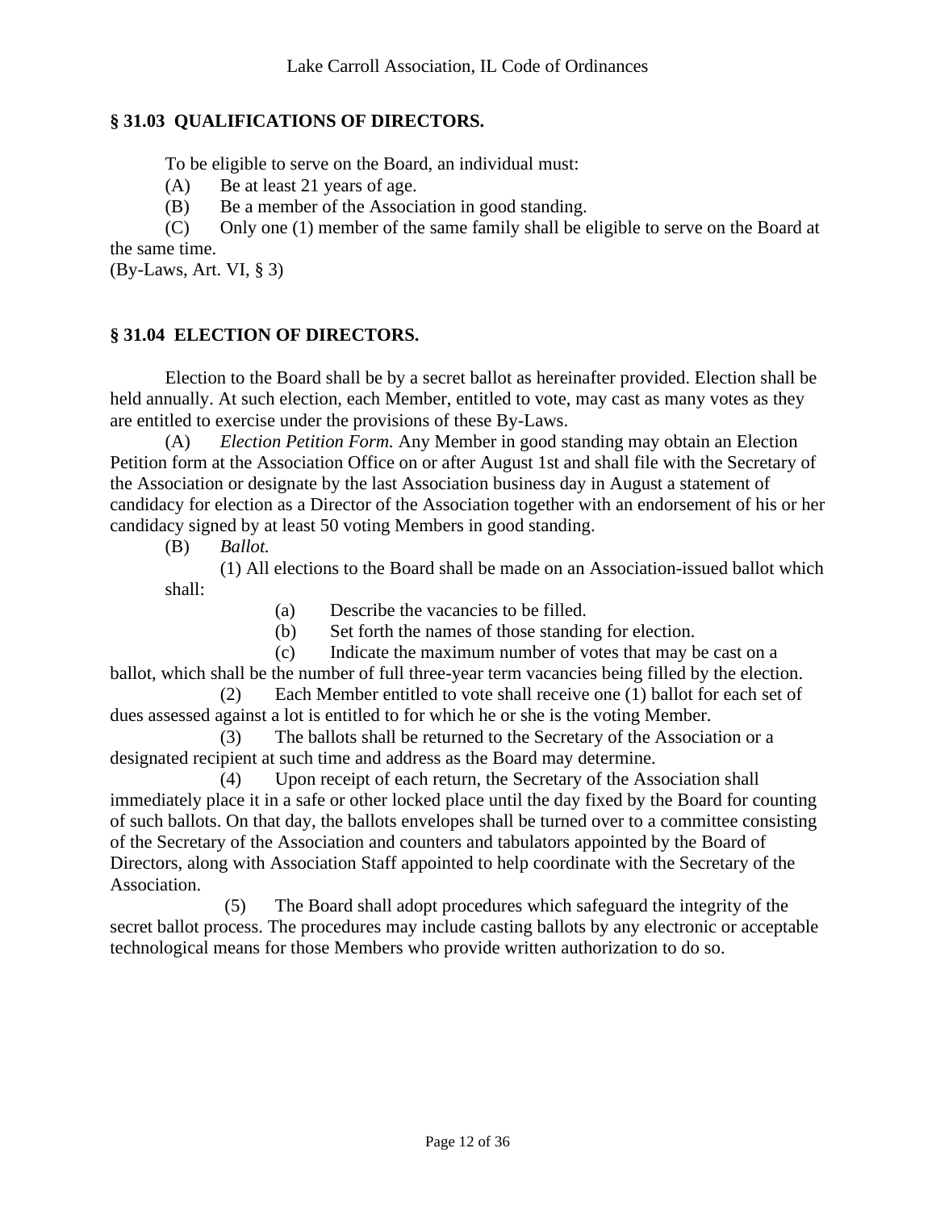**§ 31.03 QUALIFICATIONS OF DIRECTORS.**

To be eligible to serve on the Board, an individual must:

(A) Be at least 21 years of age.

(B) Be a member of the Association in good standing.

(C) Only one (1) member of the same family shall be eligible to serve on the Board at the same time.

(By-Laws, Art. VI, § 3)

**§ 31.04 ELECTION OF DIRECTORS.**

Election to the Board shall be by a secret ballot as hereinafter provided. Election shall be held annually. At such election, each Member, entitled to vote, may cast as many votes as they are entitled to exercise under the provisions of these By-Laws.

(A) *Election Petition Form.* Any Member in good standing may obtain an Election Petition form at the Association Office on or after August 1st and shall file with the Secretary of the Association or designate by the last Association business day in August a statement of candidacy for election as a Director of the Association together with an endorsement of his or her candidacy signed by at least 50 voting Members in good standing.

(B) *Ballot.*

(1) All elections to the Board shall be made on an Association-issued ballot which shall:

(a) Describe the vacancies to be filled.

(b) Set forth the names of those standing for election.

(c) Indicate the maximum number of votes that may be cast on a ballot, which shall be the number of full three-year term vacancies being filled by the election.

(2) Each Member entitled to vote shall receive one (1) ballot for each set of dues assessed against a lot is entitled to for which he or she is the voting Member.

(3) The ballots shall be returned to the Secretary of the Association or a designated recipient at such time and address as the Board may determine.

(4) Upon receipt of each return, the Secretary of the Association shall immediately place it in a safe or other locked place until the day fixed by the Board for counting of such ballots. On that day, the ballots envelopes shall be turned over to a committee consisting of the Secretary of the Association and counters and tabulators appointed by the Board of Directors, along with Association Staff appointed to help coordinate with the Secretary of the Association.

(5) The Board shall adopt procedures which safeguard the integrity of the secret ballot process. The procedures may include casting ballots by any electronic or acceptable technological means for those Members who provide written authorization to do so.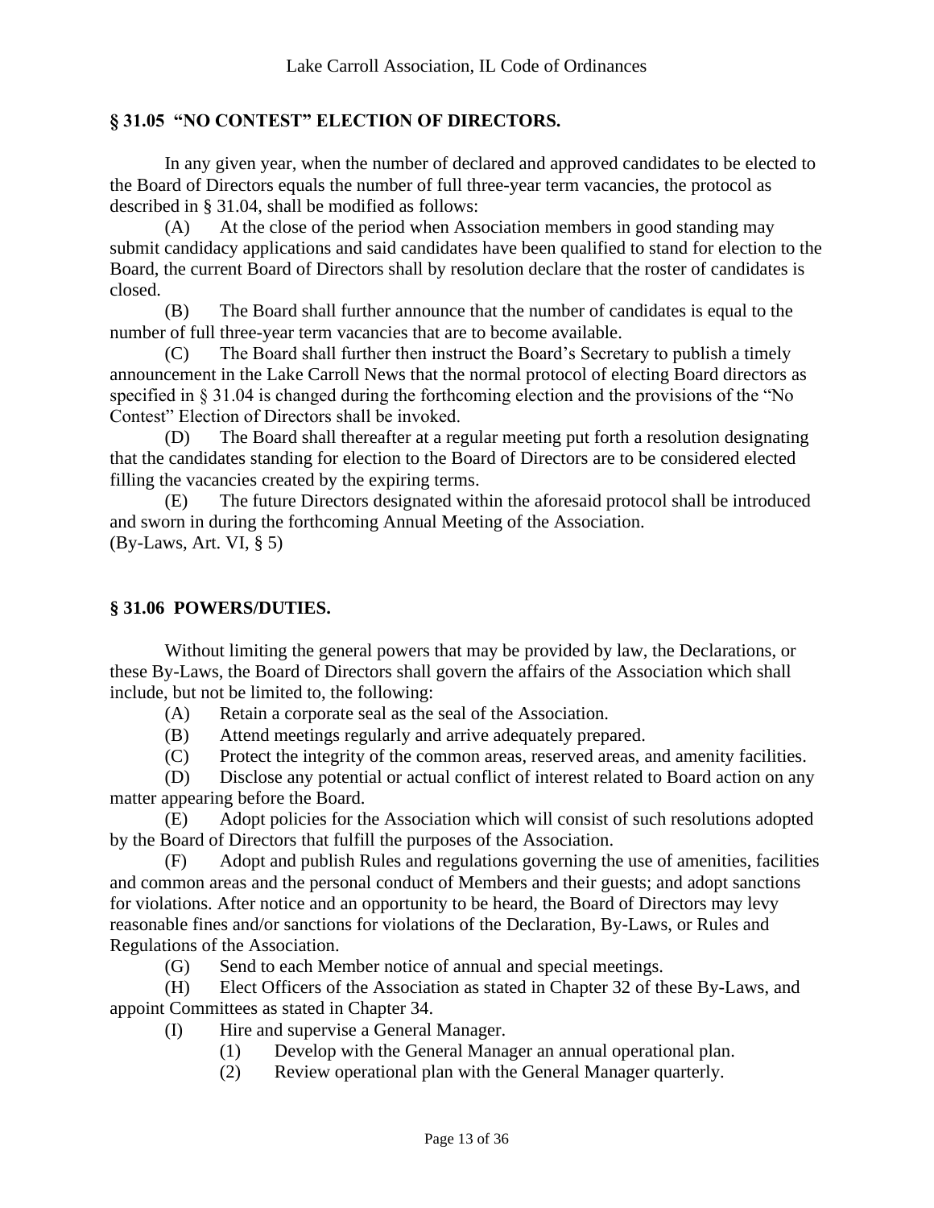## § 31.05 "NO CONTEST" ELECTION OF DIRECTORS.

In any given year, when the number of declared and approved candidates to be elected to the Board of Directors equals the number of full three-year term vacancies, the protocol as described in § 31.04, shall be modified as follows:

(A) At the close of the period when Association members in good standing may submit candidacy applications and said candidates have been qualified to stand for election to the Board, the current Board of Directors shall by resolution declare that the roster of candidates is closed.

(B) The Board shall further announce that the number of candidates is equal to the number of full three-year term vacancies that are to become available.

(C) The Board shall further then instruct the Board's Secretary to publish a timely announcement in the Lake Carroll News that the normal protocol of electing Board directors as specified in § 31.04 is changed during the forthcoming election and the provisions of the "No Contest" Election of Directors shall be invoked.

(D) The Board shall thereafter at a regular meeting put forth a resolution designating that the candidates standing for election to the Board of Directors are to be considered elected filling the vacancies created by the expiring terms.

(E) The future Directors designated within the aforesaid protocol shall be introduced and sworn in during the forthcoming Annual Meeting of the Association.

(By-Laws, Art. VI, § 5)

## § 31.06 POWERS/DUTIES.

Without limiting the general powers that may be provided by law, the Declarations, or these By-Laws, the Board of Directors shall govern the affairs of the Association which shall include, but not be limited to, the following:

(A) Retain a corporate seal as the seal of the Association.

(B) Attend meetings regularly and arrive adequately prepared.

(C) Protect the integrity of the common areas, reserved areas, and amenity facilities.

(D) Disclose any potential or actual conflict of interest related to Board action on any matter appearing before the Board.

(E) Adopt policies for the Association which will consist of such resolutions adopted by the Board of Directors that fulfill the purposes of the Association.

(F) Adopt and publish Rules and regulations governing the use of amenities, facilities and common areas and the personal conduct of Members and their guests; and adopt sanctions for violations. After notice and an opportunity to be heard, the Board of Directors may levy reasonable fines and/or sanctions for violations of the Declaration, By-Laws, or Rules and Regulations of the Association.

(G) Send to each Member notice of annual and special meetings.

(H) Elect Officers of the Association as stated in Chapter 32 of these By-Laws, and appoint Committees as stated in Chapter 34.

(I) Hire and supervise a General Manager.

(1) Develop with the General Manager an annual operational plan.

(2) Review operational plan with the General Manager quarterly.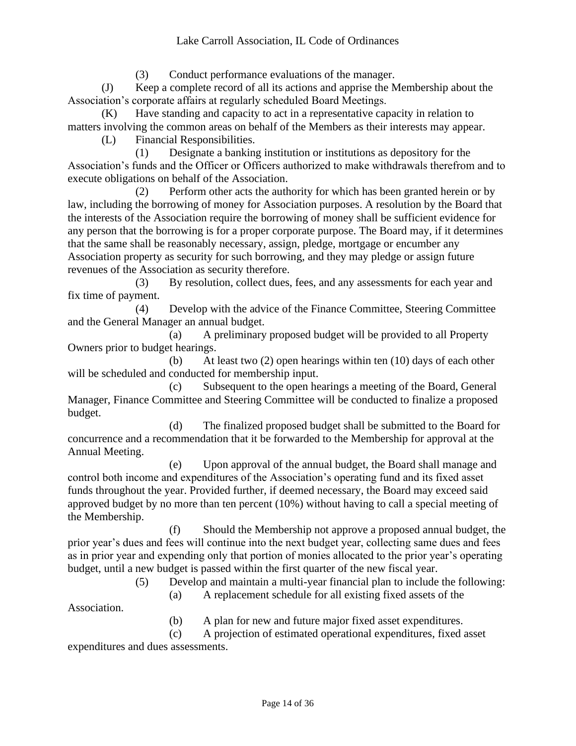(3) Conduct performance evaluations of the manager.

(J) Keep a complete record of all its actions and apprise the Membership about the Association's corporate affairs at regularly scheduled Board Meetings.

(K) Have standing and capacity to act in a representative capacity in relation to matters involving the common areas on behalf of the Members as their interests may appear.

(L) Financial Responsibilities.

(1) Designate a banking institution or institutions as depository for the Association's funds and the Officer or Officers authorized to make withdrawals therefrom and to execute obligations on behalf of the Association.

(2) Perform other acts the authority for which has been granted herein or by law, including the borrowing of money for Association purposes. A resolution by the Board that the interests of the Association require the borrowing of money shall be sufficient evidence for any person that the borrowing is for a proper corporate purpose. The Board may, if it determines that the same shall be reasonably necessary, assign, pledge, mortgage or encumber any Association property as security for such borrowing, and they may pledge or assign future revenues of the Association as security therefore.

(3) By resolution, collect dues, fees, and any assessments for each year and fix time of payment.

(4) Develop with the advice of the Finance Committee, Steering Committee and the General Manager an annual budget.

(a) A preliminary proposed budget will be provided to all Property Owners prior to budget hearings.

(b) At least two (2) open hearings within ten (10) days of each other will be scheduled and conducted for membership input.

(c) Subsequent to the open hearings a meeting of the Board, General Manager, Finance Committee and Steering Committee will be conducted to finalize a proposed budget.

(d) The finalized proposed budget shall be submitted to the Board for concurrence and a recommendation that it be forwarded to the Membership for approval at the Annual Meeting.

(e) Upon approval of the annual budget, the Board shall manage and control both income and expenditures of the Association's operating fund and its fixed asset funds throughout the year. Provided further, if deemed necessary, the Board may exceed said approved budget by no more than ten percent (10%) without having to call a special meeting of the Membership.

(f) Should the Membership not approve a proposed annual budget, the prior year's dues and fees will continue into the next budget year, collecting same dues and fees as in prior year and expending only that portion of monies allocated to the prior year's operating budget, until a new budget is passed within the first quarter of the new fiscal year.

(5) Develop and maintain a multi-year financial plan to include the following:

(a) A replacement schedule for all existing fixed assets of the Association.

(b) A plan for new and future major fixed asset expenditures.

(c) A projection of estimated operational expenditures, fixed asset expenditures and dues assessments.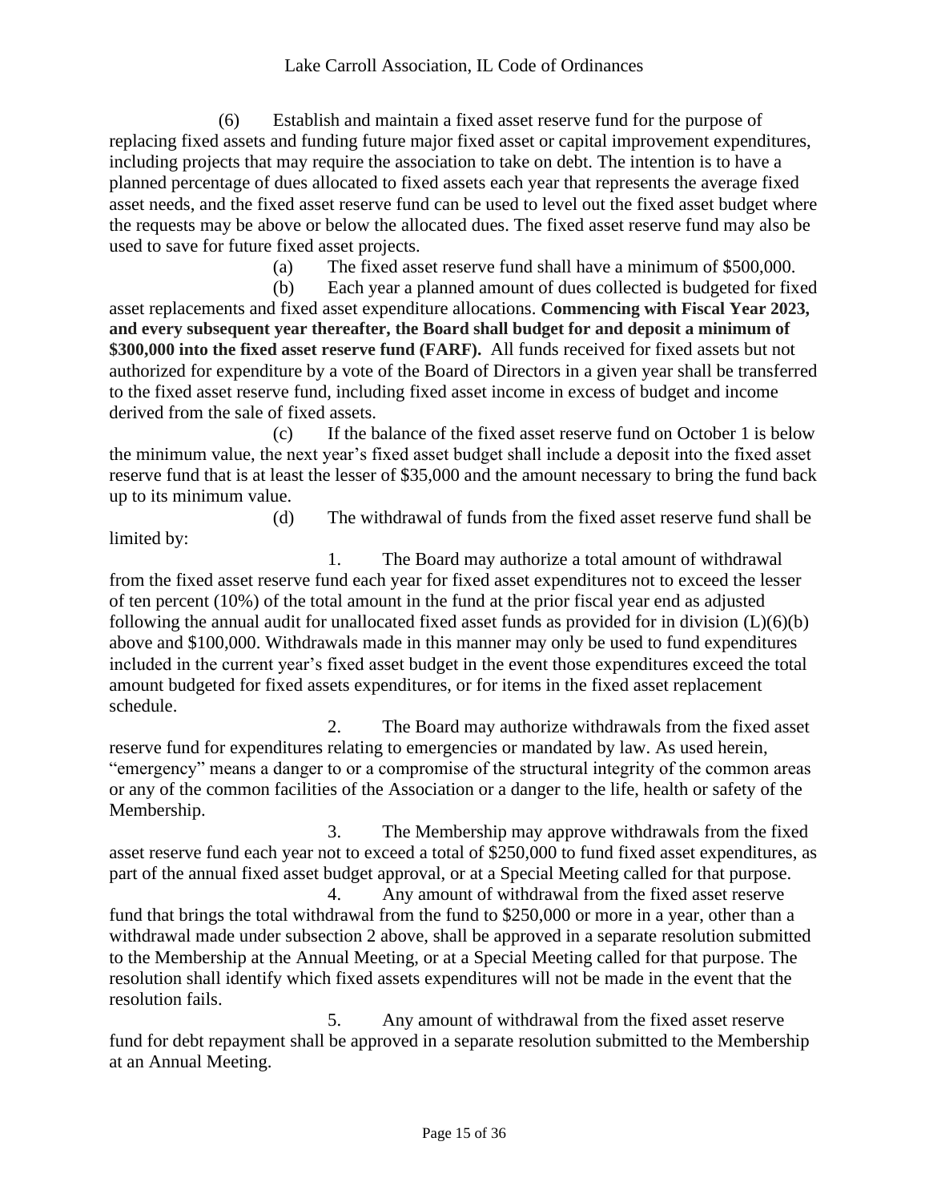(6) Establish and maintain a fixed asset reserve fund for the purpose of replacing fixed assets and funding future major fixed asset or capital improvement expenditures, including projects that may require the association to take on debt. The intention is to have a planned percentage of dues allocated to fixed assets each year that represents the average fixed asset needs, and the fixed asset reserve fund can be used to level out the fixed asset budget where the requests may be above or below the allocated dues. The fixed asset reserve fund may also be used to save for future fixed asset projects.

(a) The fixed asset reserve fund shall have a minimum of $500,000.

(b) Each year a planned amount of dues collected is budgeted for fixed asset replacements and fixed asset expenditure allocations. **Commencing with Fiscal Year 2023, and every subsequent year thereafter, the Board shall budget for and deposit a minimum of $300,000 into the fixed asset reserve fund (FARF).** All funds received for fixed assets but not authorized for expenditure by a vote of the Board of Directors in a given year shall be transferred to the fixed asset reserve fund, including fixed asset income in excess of budget and income derived from the sale of fixed assets.

(c) If the balance of the fixed asset reserve fund on October 1 is below the minimum value, the next year's fixed asset budget shall include a deposit into the fixed asset reserve fund that is at least the lesser of $35,000 and the amount necessary to bring the fund back up to its minimum value.

(d) The withdrawal of funds from the fixed asset reserve fund shall be limited by:

1. The Board may authorize a total amount of withdrawal from the fixed asset reserve fund each year for fixed asset expenditures not to exceed the lesser of ten percent (10%) of the total amount in the fund at the prior fiscal year end as adjusted following the annual audit for unallocated fixed asset funds as provided for in division (L)(6)(b) above and $100,000. Withdrawals made in this manner may only be used to fund expenditures included in the current year's fixed asset budget in the event those expenditures exceed the total amount budgeted for fixed assets expenditures, or for items in the fixed asset replacement schedule.

2. The Board may authorize withdrawals from the fixed asset reserve fund for expenditures relating to emergencies or mandated by law. As used herein, "emergency" means a danger to or a compromise of the structural integrity of the common areas or any of the common facilities of the Association or a danger to the life, health or safety of the Membership.

3. The Membership may approve withdrawals from the fixed asset reserve fund each year not to exceed a total of $250,000 to fund fixed asset expenditures, as part of the annual fixed asset budget approval, or at a Special Meeting called for that purpose.

4. Any amount of withdrawal from the fixed asset reserve fund that brings the total withdrawal from the fund to $250,000 or more in a year, other than a withdrawal made under subsection 2 above, shall be approved in a separate resolution submitted to the Membership at the Annual Meeting, or at a Special Meeting called for that purpose. The resolution shall identify which fixed assets expenditures will not be made in the event that the resolution fails.

5. Any amount of withdrawal from the fixed asset reserve fund for debt repayment shall be approved in a separate resolution submitted to the Membership at an Annual Meeting.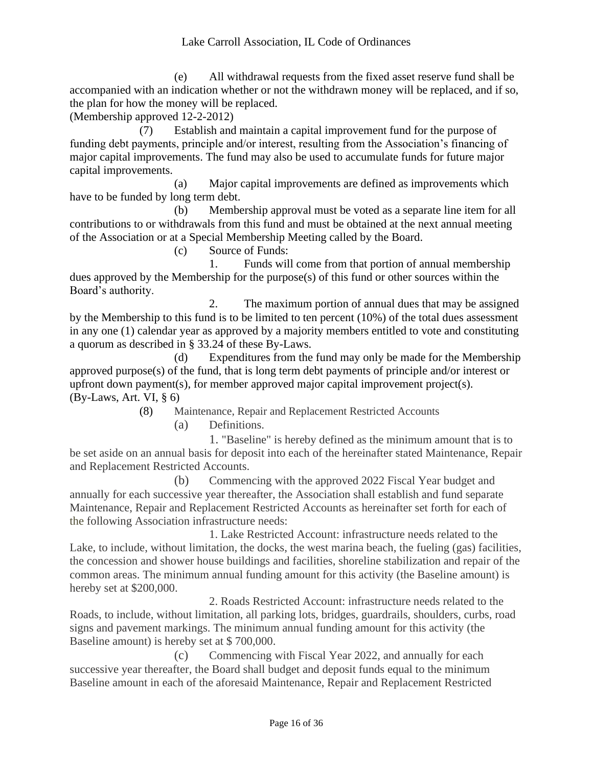(e) All withdrawal requests from the fixed asset reserve fund shall be accompanied with an indication whether or not the withdrawn money will be replaced, and if so, the plan for how the money will be replaced.
(Membership approved 12-2-2012)

(7) Establish and maintain a capital improvement fund for the purpose of funding debt payments, principle and/or interest, resulting from the Association's financing of major capital improvements. The fund may also be used to accumulate funds for future major capital improvements.

(a) Major capital improvements are defined as improvements which have to be funded by long term debt.

(b) Membership approval must be voted as a separate line item for all contributions to or withdrawals from this fund and must be obtained at the next annual meeting of the Association or at a Special Membership Meeting called by the Board.

(c) Source of Funds:

1. Funds will come from that portion of annual membership dues approved by the Membership for the purpose(s) of this fund or other sources within the Board's authority.

2. The maximum portion of annual dues that may be assigned by the Membership to this fund is to be limited to ten percent (10%) of the total dues assessment in any one (1) calendar year as approved by a majority members entitled to vote and constituting a quorum as described in § 33.24 of these By-Laws.

(d) Expenditures from the fund may only be made for the Membership approved purpose(s) of the fund, that is long term debt payments of principle and/or interest or upfront down payment(s), for member approved major capital improvement project(s).
(By-Laws, Art. VI, § 6)

(8) Maintenance, Repair and Replacement Restricted Accounts

(a) Definitions.

1. "Baseline" is hereby defined as the minimum amount that is to be set aside on an annual basis for deposit into each of the hereinafter stated Maintenance, Repair and Replacement Restricted Accounts.

(b) Commencing with the approved 2022 Fiscal Year budget and annually for each successive year thereafter, the Association shall establish and fund separate Maintenance, Repair and Replacement Restricted Accounts as hereinafter set forth for each of the following Association infrastructure needs:

1. Lake Restricted Account: infrastructure needs related to the Lake, to include, without limitation, the docks, the west marina beach, the fueling (gas) facilities, the concession and shower house buildings and facilities, shoreline stabilization and repair of the common areas. The minimum annual funding amount for this activity (the Baseline amount) is hereby set at $200,000.

2. Roads Restricted Account: infrastructure needs related to the Roads, to include, without limitation, all parking lots, bridges, guardrails, shoulders, curbs, road signs and pavement markings. The minimum annual funding amount for this activity (the Baseline amount) is hereby set at $ 700,000.

(c) Commencing with Fiscal Year 2022, and annually for each successive year thereafter, the Board shall budget and deposit funds equal to the minimum Baseline amount in each of the aforesaid Maintenance, Repair and Replacement Restricted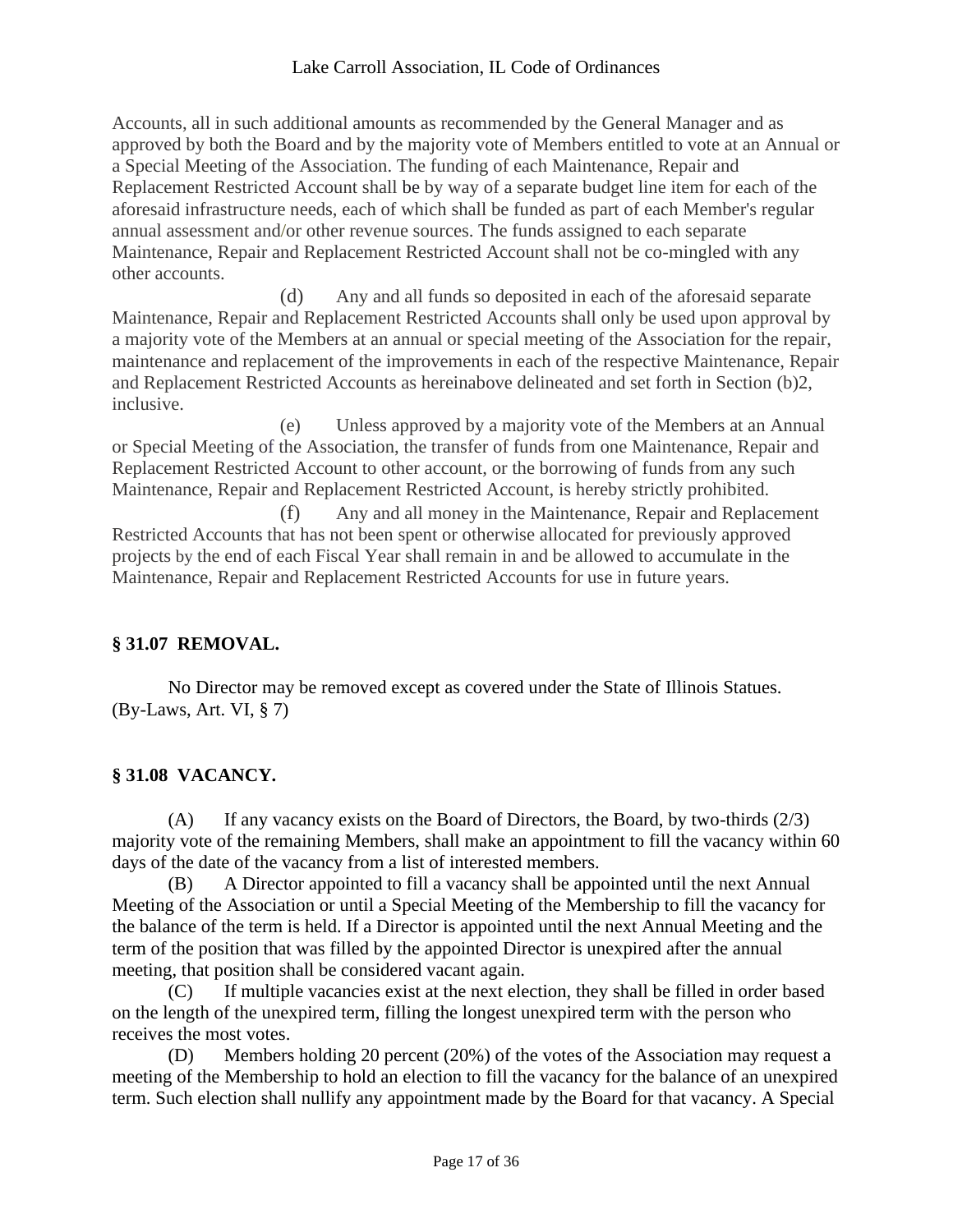Accounts, all in such additional amounts as recommended by the General Manager and as approved by both the Board and by the majority vote of Members entitled to vote at an Annual or a Special Meeting of the Association. The funding of each Maintenance, Repair and Replacement Restricted Account shall be by way of a separate budget line item for each of the aforesaid infrastructure needs, each of which shall be funded as part of each Member's regular annual assessment and/or other revenue sources. The funds assigned to each separate Maintenance, Repair and Replacement Restricted Account shall not be co-mingled with any other accounts.

(d) Any and all funds so deposited in each of the aforesaid separate Maintenance, Repair and Replacement Restricted Accounts shall only be used upon approval by a majority vote of the Members at an annual or special meeting of the Association for the repair, maintenance and replacement of the improvements in each of the respective Maintenance, Repair and Replacement Restricted Accounts as hereinabove delineated and set forth in Section (b)2, inclusive.

(e) Unless approved by a majority vote of the Members at an Annual or Special Meeting of the Association, the transfer of funds from one Maintenance, Repair and Replacement Restricted Account to other account, or the borrowing of funds from any such Maintenance, Repair and Replacement Restricted Account, is hereby strictly prohibited.

(f) Any and all money in the Maintenance, Repair and Replacement Restricted Accounts that has not been spent or otherwise allocated for previously approved projects by the end of each Fiscal Year shall remain in and be allowed to accumulate in the Maintenance, Repair and Replacement Restricted Accounts for use in future years.

### § 31.07 REMOVAL.

No Director may be removed except as covered under the State of Illinois Statues.
(By-Laws, Art. VI, § 7)

### § 31.08 VACANCY.

(A) If any vacancy exists on the Board of Directors, the Board, by two-thirds (2/3) majority vote of the remaining Members, shall make an appointment to fill the vacancy within 60 days of the date of the vacancy from a list of interested members.

(B) A Director appointed to fill a vacancy shall be appointed until the next Annual Meeting of the Association or until a Special Meeting of the Membership to fill the vacancy for the balance of the term is held. If a Director is appointed until the next Annual Meeting and the term of the position that was filled by the appointed Director is unexpired after the annual meeting, that position shall be considered vacant again.

(C) If multiple vacancies exist at the next election, they shall be filled in order based on the length of the unexpired term, filling the longest unexpired term with the person who receives the most votes.

(D) Members holding 20 percent (20%) of the votes of the Association may request a meeting of the Membership to hold an election to fill the vacancy for the balance of an unexpired term. Such election shall nullify any appointment made by the Board for that vacancy. A Special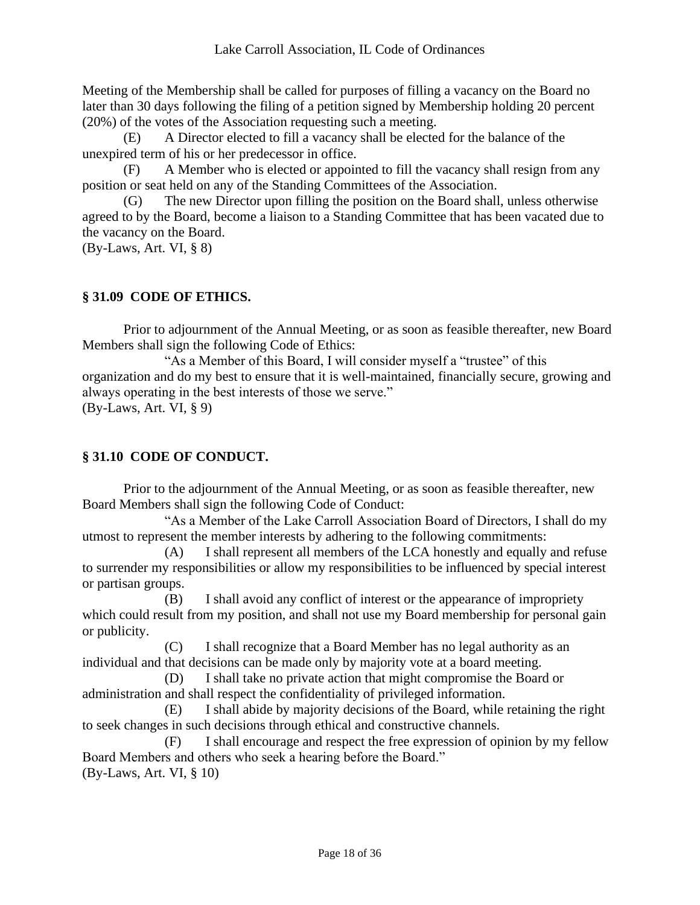Meeting of the Membership shall be called for purposes of filling a vacancy on the Board no later than 30 days following the filing of a petition signed by Membership holding 20 percent (20%) of the votes of the Association requesting such a meeting.

(E) A Director elected to fill a vacancy shall be elected for the balance of the unexpired term of his or her predecessor in office.

(F) A Member who is elected or appointed to fill the vacancy shall resign from any position or seat held on any of the Standing Committees of the Association.

(G) The new Director upon filling the position on the Board shall, unless otherwise agreed to by the Board, become a liaison to a Standing Committee that has been vacated due to the vacancy on the Board.

(By-Laws, Art. VI, § 8)

## § 31.09 CODE OF ETHICS.

Prior to adjournment of the Annual Meeting, or as soon as feasible thereafter, new Board Members shall sign the following Code of Ethics:

"As a Member of this Board, I will consider myself a "trustee" of this organization and do my best to ensure that it is well-maintained, financially secure, growing and always operating in the best interests of those we serve."

(By-Laws, Art. VI, § 9)

## § 31.10 CODE OF CONDUCT.

Prior to the adjournment of the Annual Meeting, or as soon as feasible thereafter, new Board Members shall sign the following Code of Conduct:

"As a Member of the Lake Carroll Association Board of Directors, I shall do my utmost to represent the member interests by adhering to the following commitments:

(A) I shall represent all members of the LCA honestly and equally and refuse to surrender my responsibilities or allow my responsibilities to be influenced by special interest or partisan groups.

(B) I shall avoid any conflict of interest or the appearance of impropriety which could result from my position, and shall not use my Board membership for personal gain or publicity.

(C) I shall recognize that a Board Member has no legal authority as an individual and that decisions can be made only by majority vote at a board meeting.

(D) I shall take no private action that might compromise the Board or administration and shall respect the confidentiality of privileged information.

(E) I shall abide by majority decisions of the Board, while retaining the right to seek changes in such decisions through ethical and constructive channels.

(F) I shall encourage and respect the free expression of opinion by my fellow Board Members and others who seek a hearing before the Board."

(By-Laws, Art. VI, § 10)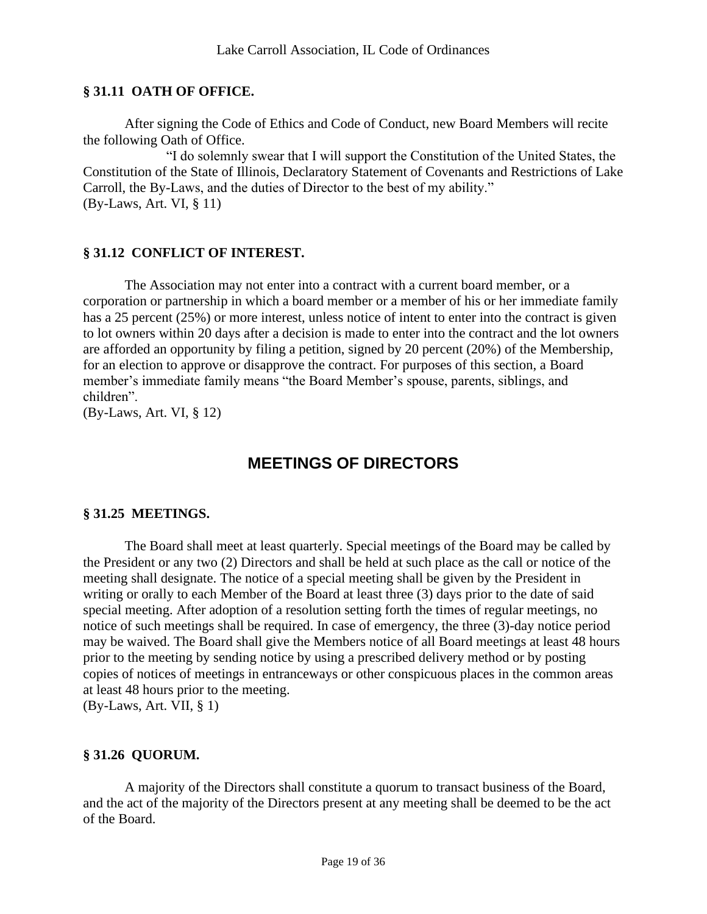### § 31.11 OATH OF OFFICE.

After signing the Code of Ethics and Code of Conduct, new Board Members will recite the following Oath of Office.

"I do solemnly swear that I will support the Constitution of the United States, the Constitution of the State of Illinois, Declaratory Statement of Covenants and Restrictions of Lake Carroll, the By-Laws, and the duties of Director to the best of my ability."
(By-Laws, Art. VI, § 11)

### § 31.12 CONFLICT OF INTEREST.

The Association may not enter into a contract with a current board member, or a corporation or partnership in which a board member or a member of his or her immediate family has a 25 percent (25%) or more interest, unless notice of intent to enter into the contract is given to lot owners within 20 days after a decision is made to enter into the contract and the lot owners are afforded an opportunity by filing a petition, signed by 20 percent (20%) of the Membership, for an election to approve or disapprove the contract. For purposes of this section, a Board member's immediate family means "the Board Member's spouse, parents, siblings, and children".
(By-Laws, Art. VI, § 12)

## MEETINGS OF DIRECTORS

### § 31.25 MEETINGS.

The Board shall meet at least quarterly. Special meetings of the Board may be called by the President or any two (2) Directors and shall be held at such place as the call or notice of the meeting shall designate. The notice of a special meeting shall be given by the President in writing or orally to each Member of the Board at least three (3) days prior to the date of said special meeting. After adoption of a resolution setting forth the times of regular meetings, no notice of such meetings shall be required. In case of emergency, the three (3)-day notice period may be waived. The Board shall give the Members notice of all Board meetings at least 48 hours prior to the meeting by sending notice by using a prescribed delivery method or by posting copies of notices of meetings in entranceways or other conspicuous places in the common areas at least 48 hours prior to the meeting.
(By-Laws, Art. VII, § 1)

### § 31.26 QUORUM.

A majority of the Directors shall constitute a quorum to transact business of the Board, and the act of the majority of the Directors present at any meeting shall be deemed to be the act of the Board.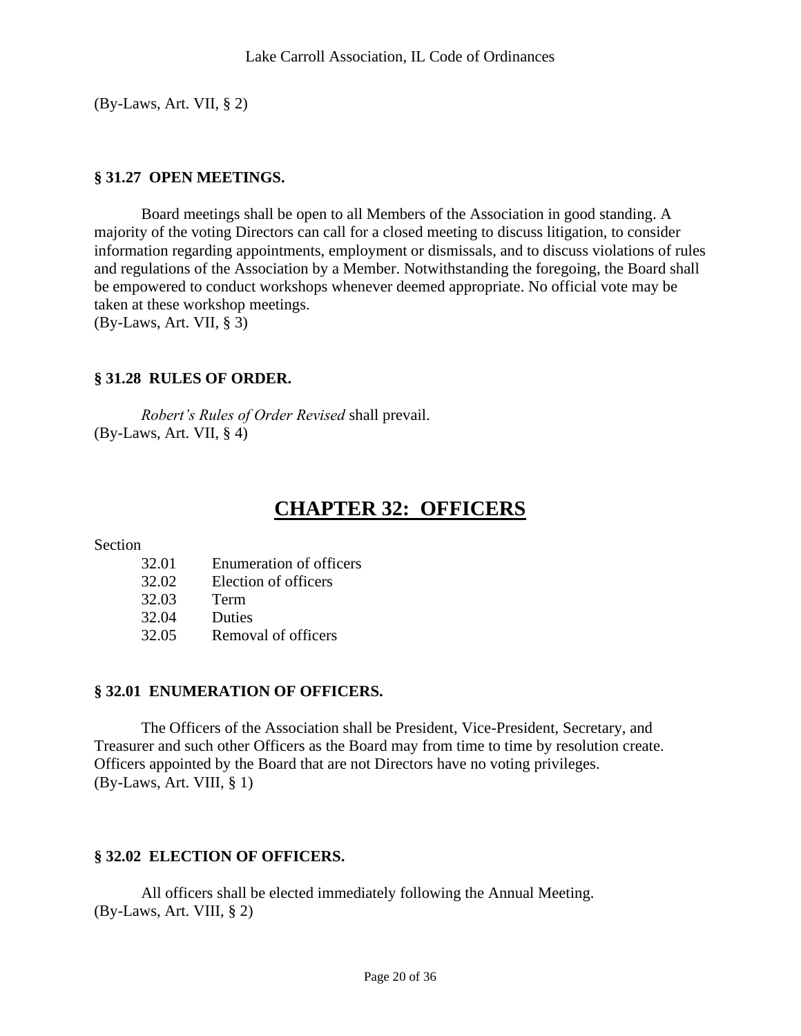(By-Laws, Art. VII, § 2)

### § 31.27 OPEN MEETINGS.

Board meetings shall be open to all Members of the Association in good standing. A majority of the voting Directors can call for a closed meeting to discuss litigation, to consider information regarding appointments, employment or dismissals, and to discuss violations of rules and regulations of the Association by a Member. Notwithstanding the foregoing, the Board shall be empowered to conduct workshops whenever deemed appropriate. No official vote may be taken at these workshop meetings.
(By-Laws, Art. VII, § 3)

### § 31.28 RULES OF ORDER.

*Robert's Rules of Order Revised* shall prevail.
(By-Laws, Art. VII, § 4)

# CHAPTER 32: OFFICERS

Section

32.01 Enumeration of officers
32.02 Election of officers
32.03 Term
32.04 Duties
32.05 Removal of officers

### § 32.01 ENUMERATION OF OFFICERS.

The Officers of the Association shall be President, Vice-President, Secretary, and Treasurer and such other Officers as the Board may from time to time by resolution create. Officers appointed by the Board that are not Directors have no voting privileges.
(By-Laws, Art. VIII, § 1)

### § 32.02 ELECTION OF OFFICERS.

All officers shall be elected immediately following the Annual Meeting.
(By-Laws, Art. VIII, § 2)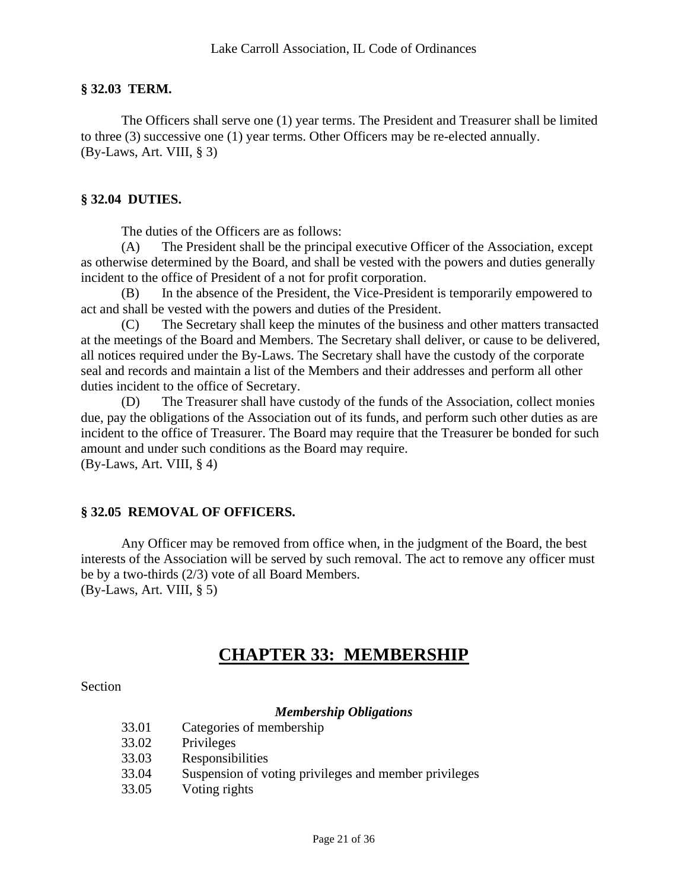### § 32.03 TERM.

The Officers shall serve one (1) year terms. The President and Treasurer shall be limited to three (3) successive one (1) year terms. Other Officers may be re-elected annually.
(By-Laws, Art. VIII, § 3)

### § 32.04 DUTIES.

The duties of the Officers are as follows:

(A) The President shall be the principal executive Officer of the Association, except as otherwise determined by the Board, and shall be vested with the powers and duties generally incident to the office of President of a not for profit corporation.

(B) In the absence of the President, the Vice-President is temporarily empowered to act and shall be vested with the powers and duties of the President.

(C) The Secretary shall keep the minutes of the business and other matters transacted at the meetings of the Board and Members. The Secretary shall deliver, or cause to be delivered, all notices required under the By-Laws. The Secretary shall have the custody of the corporate seal and records and maintain a list of the Members and their addresses and perform all other duties incident to the office of Secretary.

(D) The Treasurer shall have custody of the funds of the Association, collect monies due, pay the obligations of the Association out of its funds, and perform such other duties as are incident to the office of Treasurer. The Board may require that the Treasurer be bonded for such amount and under such conditions as the Board may require.
(By-Laws, Art. VIII, § 4)

### § 32.05 REMOVAL OF OFFICERS.

Any Officer may be removed from office when, in the judgment of the Board, the best interests of the Association will be served by such removal. The act to remove any officer must be by a two-thirds (2/3) vote of all Board Members.
(By-Laws, Art. VIII, § 5)

# CHAPTER 33: MEMBERSHIP

Section

***Membership Obligations***

33.01 Categories of membership
33.02 Privileges
33.03 Responsibilities
33.04 Suspension of voting privileges and member privileges
33.05 Voting rights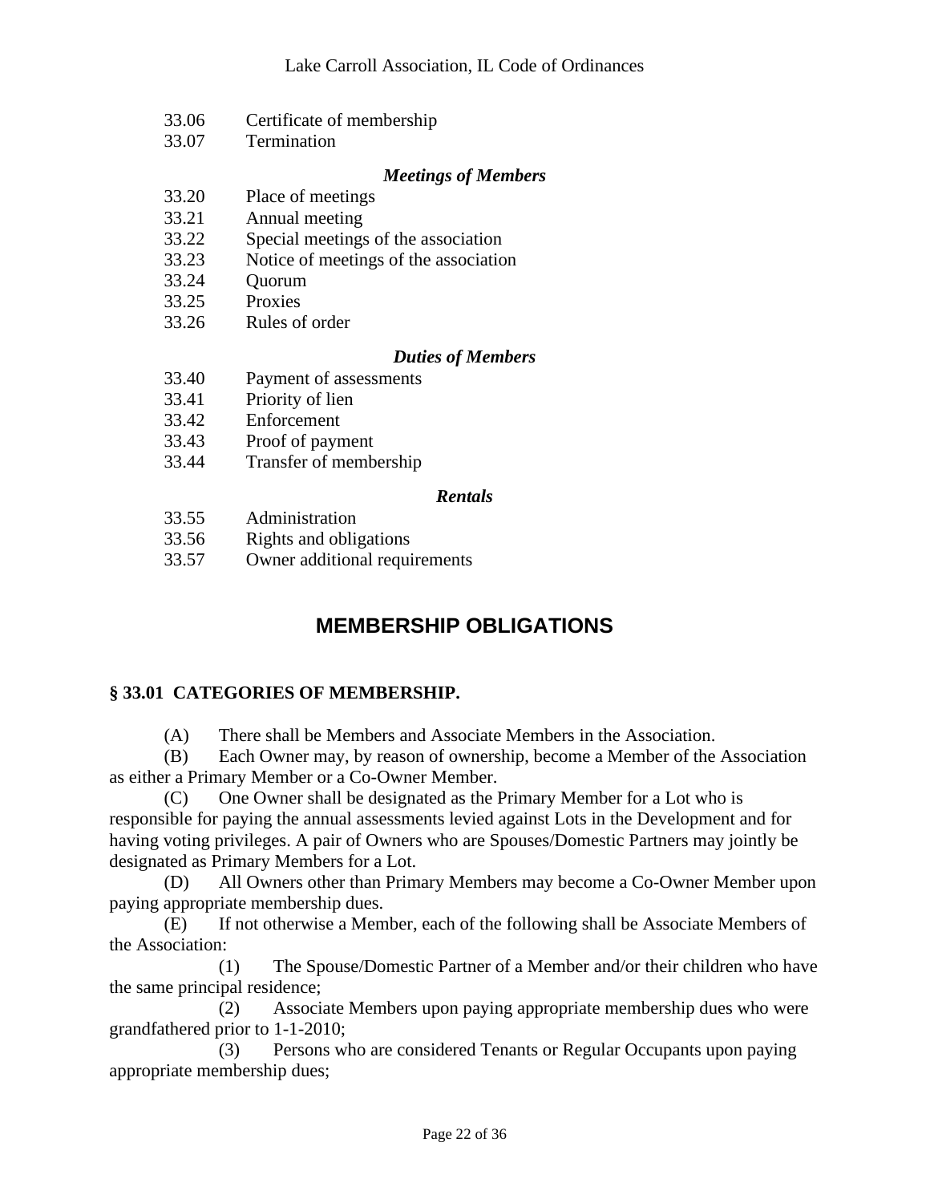33.06 Certificate of membership
33.07 Termination

*Meetings of Members*

33.20 Place of meetings
33.21 Annual meeting
33.22 Special meetings of the association
33.23 Notice of meetings of the association
33.24 Quorum
33.25 Proxies
33.26 Rules of order

*Duties of Members*

33.40 Payment of assessments
33.41 Priority of lien
33.42 Enforcement
33.43 Proof of payment
33.44 Transfer of membership

*Rentals*

33.55 Administration
33.56 Rights and obligations
33.57 Owner additional requirements

## MEMBERSHIP OBLIGATIONS

### § 33.01 CATEGORIES OF MEMBERSHIP.

(A) There shall be Members and Associate Members in the Association.

(B) Each Owner may, by reason of ownership, become a Member of the Association as either a Primary Member or a Co-Owner Member.

(C) One Owner shall be designated as the Primary Member for a Lot who is responsible for paying the annual assessments levied against Lots in the Development and for having voting privileges. A pair of Owners who are Spouses/Domestic Partners may jointly be designated as Primary Members for a Lot.

(D) All Owners other than Primary Members may become a Co-Owner Member upon paying appropriate membership dues.

(E) If not otherwise a Member, each of the following shall be Associate Members of the Association:

(1) The Spouse/Domestic Partner of a Member and/or their children who have the same principal residence;

(2) Associate Members upon paying appropriate membership dues who were grandfathered prior to 1-1-2010;

(3) Persons who are considered Tenants or Regular Occupants upon paying appropriate membership dues;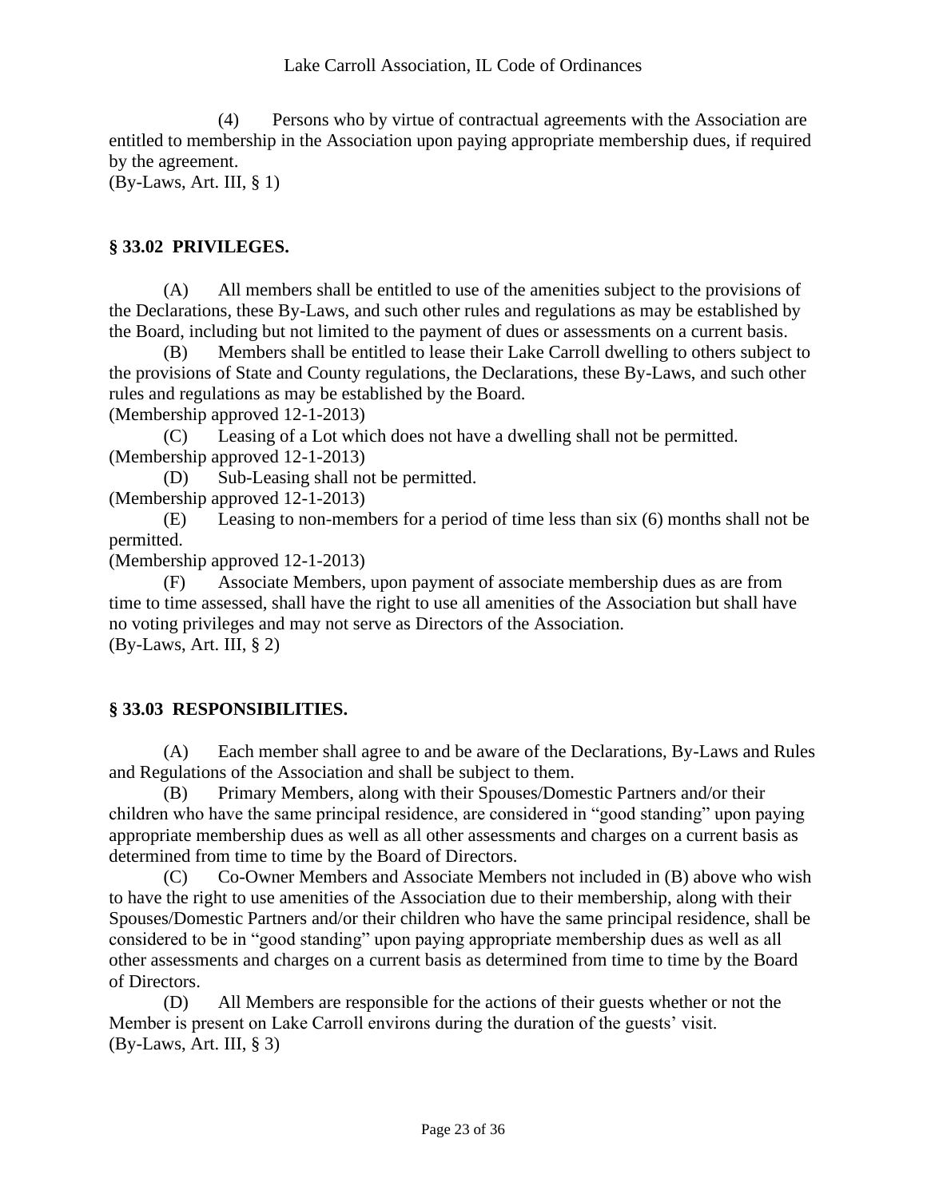(4) Persons who by virtue of contractual agreements with the Association are entitled to membership in the Association upon paying appropriate membership dues, if required by the agreement.
(By-Laws, Art. III, § 1)

## § 33.02 PRIVILEGES.

(A) All members shall be entitled to use of the amenities subject to the provisions of the Declarations, these By-Laws, and such other rules and regulations as may be established by the Board, including but not limited to the payment of dues or assessments on a current basis.

(B) Members shall be entitled to lease their Lake Carroll dwelling to others subject to the provisions of State and County regulations, the Declarations, these By-Laws, and such other rules and regulations as may be established by the Board.
(Membership approved 12-1-2013)

(C) Leasing of a Lot which does not have a dwelling shall not be permitted.
(Membership approved 12-1-2013)

(D) Sub-Leasing shall not be permitted.
(Membership approved 12-1-2013)

(E) Leasing to non-members for a period of time less than six (6) months shall not be permitted.
(Membership approved 12-1-2013)

(F) Associate Members, upon payment of associate membership dues as are from time to time assessed, shall have the right to use all amenities of the Association but shall have no voting privileges and may not serve as Directors of the Association.
(By-Laws, Art. III, § 2)

## § 33.03 RESPONSIBILITIES.

(A) Each member shall agree to and be aware of the Declarations, By-Laws and Rules and Regulations of the Association and shall be subject to them.

(B) Primary Members, along with their Spouses/Domestic Partners and/or their children who have the same principal residence, are considered in "good standing" upon paying appropriate membership dues as well as all other assessments and charges on a current basis as determined from time to time by the Board of Directors.

(C) Co-Owner Members and Associate Members not included in (B) above who wish to have the right to use amenities of the Association due to their membership, along with their Spouses/Domestic Partners and/or their children who have the same principal residence, shall be considered to be in "good standing" upon paying appropriate membership dues as well as all other assessments and charges on a current basis as determined from time to time by the Board of Directors.

(D) All Members are responsible for the actions of their guests whether or not the Member is present on Lake Carroll environs during the duration of the guests' visit.
(By-Laws, Art. III, § 3)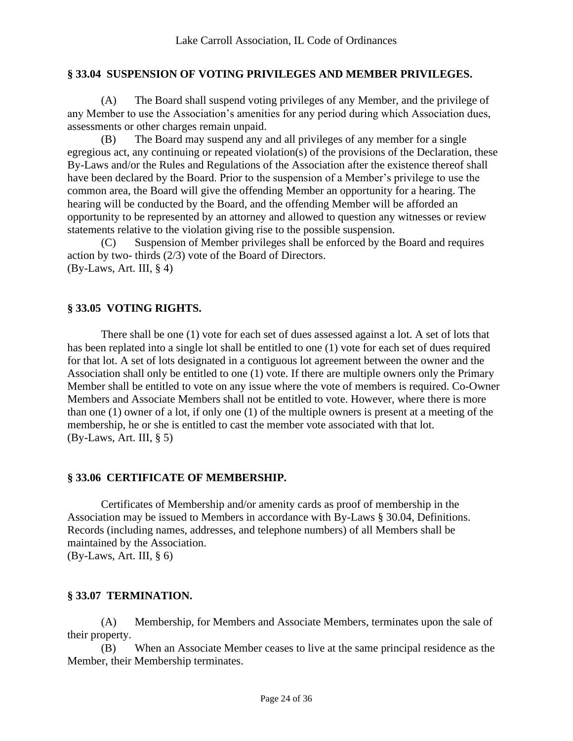## § 33.04 SUSPENSION OF VOTING PRIVILEGES AND MEMBER PRIVILEGES.

(A) The Board shall suspend voting privileges of any Member, and the privilege of any Member to use the Association's amenities for any period during which Association dues, assessments or other charges remain unpaid.

(B) The Board may suspend any and all privileges of any member for a single egregious act, any continuing or repeated violation(s) of the provisions of the Declaration, these By-Laws and/or the Rules and Regulations of the Association after the existence thereof shall have been declared by the Board. Prior to the suspension of a Member's privilege to use the common area, the Board will give the offending Member an opportunity for a hearing. The hearing will be conducted by the Board, and the offending Member will be afforded an opportunity to be represented by an attorney and allowed to question any witnesses or review statements relative to the violation giving rise to the possible suspension.

(C) Suspension of Member privileges shall be enforced by the Board and requires action by two- thirds (2/3) vote of the Board of Directors.

(By-Laws, Art. III, § 4)

## § 33.05 VOTING RIGHTS.

There shall be one (1) vote for each set of dues assessed against a lot. A set of lots that has been replated into a single lot shall be entitled to one (1) vote for each set of dues required for that lot. A set of lots designated in a contiguous lot agreement between the owner and the Association shall only be entitled to one (1) vote. If there are multiple owners only the Primary Member shall be entitled to vote on any issue where the vote of members is required. Co-Owner Members and Associate Members shall not be entitled to vote. However, where there is more than one (1) owner of a lot, if only one (1) of the multiple owners is present at a meeting of the membership, he or she is entitled to cast the member vote associated with that lot.

(By-Laws, Art. III, § 5)

## § 33.06 CERTIFICATE OF MEMBERSHIP.

Certificates of Membership and/or amenity cards as proof of membership in the Association may be issued to Members in accordance with By-Laws § 30.04, Definitions. Records (including names, addresses, and telephone numbers) of all Members shall be maintained by the Association.

(By-Laws, Art. III, § 6)

## § 33.07 TERMINATION.

(A) Membership, for Members and Associate Members, terminates upon the sale of their property.

(B) When an Associate Member ceases to live at the same principal residence as the Member, their Membership terminates.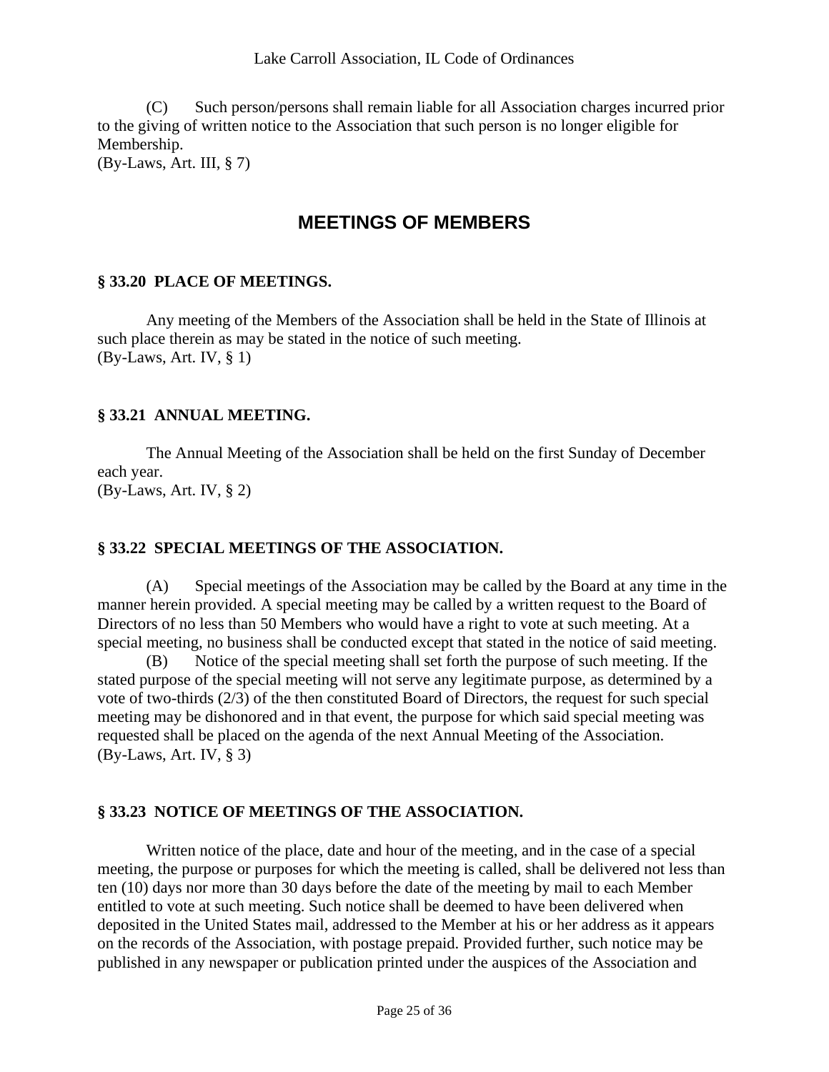(C) Such person/persons shall remain liable for all Association charges incurred prior to the giving of written notice to the Association that such person is no longer eligible for Membership.
(By-Laws, Art. III, § 7)

## MEETINGS OF MEMBERS

### § 33.20 PLACE OF MEETINGS.

Any meeting of the Members of the Association shall be held in the State of Illinois at such place therein as may be stated in the notice of such meeting.
(By-Laws, Art. IV, § 1)

### § 33.21 ANNUAL MEETING.

The Annual Meeting of the Association shall be held on the first Sunday of December each year.
(By-Laws, Art. IV, § 2)

### § 33.22 SPECIAL MEETINGS OF THE ASSOCIATION.

(A) Special meetings of the Association may be called by the Board at any time in the manner herein provided. A special meeting may be called by a written request to the Board of Directors of no less than 50 Members who would have a right to vote at such meeting. At a special meeting, no business shall be conducted except that stated in the notice of said meeting.

(B) Notice of the special meeting shall set forth the purpose of such meeting. If the stated purpose of the special meeting will not serve any legitimate purpose, as determined by a vote of two-thirds (2/3) of the then constituted Board of Directors, the request for such special meeting may be dishonored and in that event, the purpose for which said special meeting was requested shall be placed on the agenda of the next Annual Meeting of the Association.
(By-Laws, Art. IV, § 3)

### § 33.23 NOTICE OF MEETINGS OF THE ASSOCIATION.

Written notice of the place, date and hour of the meeting, and in the case of a special meeting, the purpose or purposes for which the meeting is called, shall be delivered not less than ten (10) days nor more than 30 days before the date of the meeting by mail to each Member entitled to vote at such meeting. Such notice shall be deemed to have been delivered when deposited in the United States mail, addressed to the Member at his or her address as it appears on the records of the Association, with postage prepaid. Provided further, such notice may be published in any newspaper or publication printed under the auspices of the Association and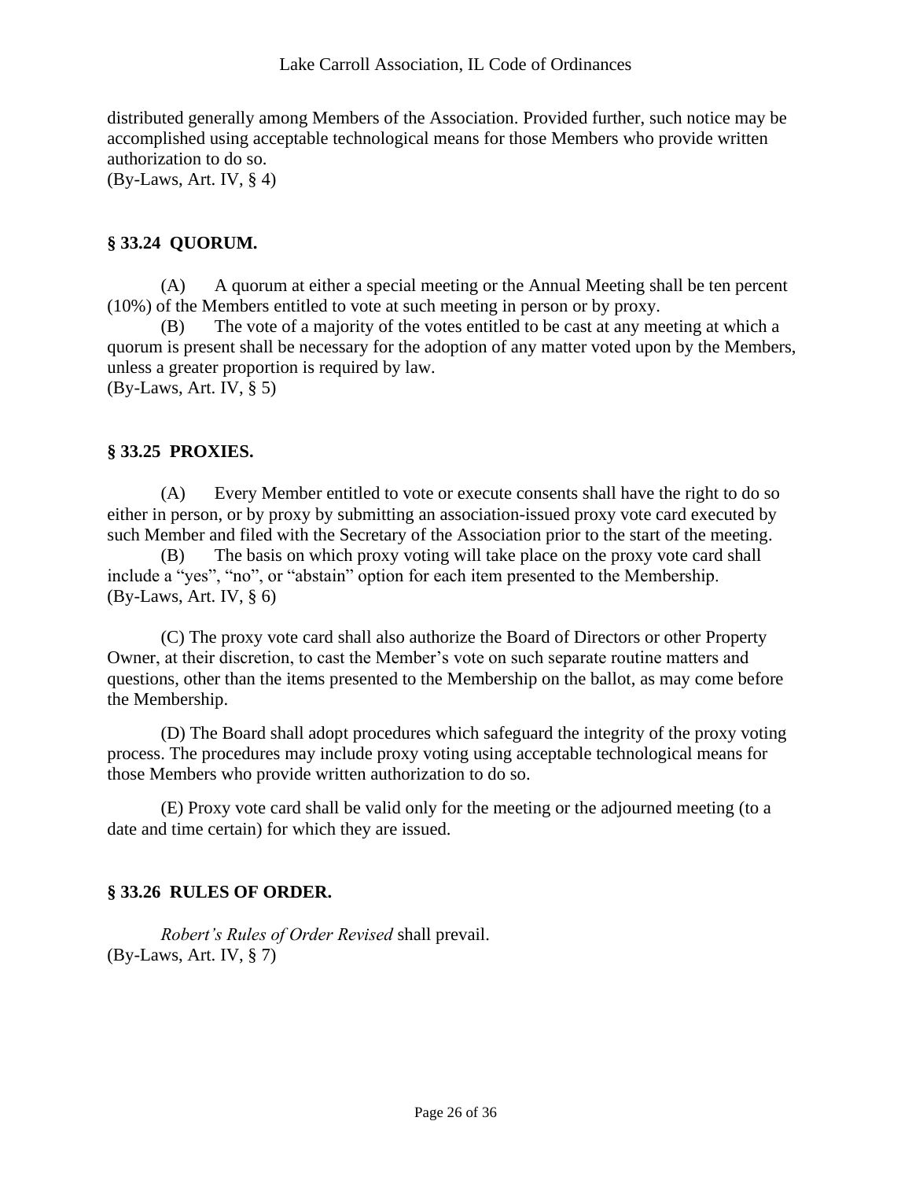distributed generally among Members of the Association. Provided further, such notice may be accomplished using acceptable technological means for those Members who provide written authorization to do so.
(By-Laws, Art. IV, § 4)

### § 33.24 QUORUM.

(A) A quorum at either a special meeting or the Annual Meeting shall be ten percent (10%) of the Members entitled to vote at such meeting in person or by proxy.

(B) The vote of a majority of the votes entitled to be cast at any meeting at which a quorum is present shall be necessary for the adoption of any matter voted upon by the Members, unless a greater proportion is required by law.
(By-Laws, Art. IV, § 5)

### § 33.25 PROXIES.

(A) Every Member entitled to vote or execute consents shall have the right to do so either in person, or by proxy by submitting an association-issued proxy vote card executed by such Member and filed with the Secretary of the Association prior to the start of the meeting.

(B) The basis on which proxy voting will take place on the proxy vote card shall include a "yes", "no", or "abstain" option for each item presented to the Membership.
(By-Laws, Art. IV, § 6)

(C) The proxy vote card shall also authorize the Board of Directors or other Property Owner, at their discretion, to cast the Member's vote on such separate routine matters and questions, other than the items presented to the Membership on the ballot, as may come before the Membership.

(D) The Board shall adopt procedures which safeguard the integrity of the proxy voting process. The procedures may include proxy voting using acceptable technological means for those Members who provide written authorization to do so.

(E) Proxy vote card shall be valid only for the meeting or the adjourned meeting (to a date and time certain) for which they are issued.

### § 33.26 RULES OF ORDER.

*Robert's Rules of Order Revised* shall prevail.
(By-Laws, Art. IV, § 7)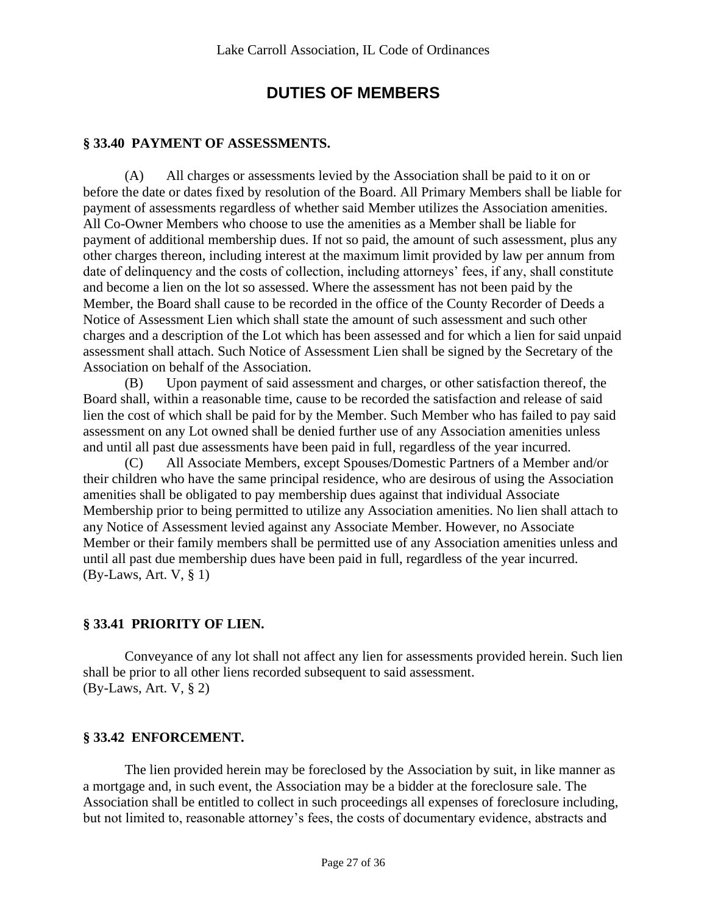# DUTIES OF MEMBERS

## § 33.40 PAYMENT OF ASSESSMENTS.

(A) All charges or assessments levied by the Association shall be paid to it on or before the date or dates fixed by resolution of the Board. All Primary Members shall be liable for payment of assessments regardless of whether said Member utilizes the Association amenities. All Co-Owner Members who choose to use the amenities as a Member shall be liable for payment of additional membership dues. If not so paid, the amount of such assessment, plus any other charges thereon, including interest at the maximum limit provided by law per annum from date of delinquency and the costs of collection, including attorneys' fees, if any, shall constitute and become a lien on the lot so assessed. Where the assessment has not been paid by the Member, the Board shall cause to be recorded in the office of the County Recorder of Deeds a Notice of Assessment Lien which shall state the amount of such assessment and such other charges and a description of the Lot which has been assessed and for which a lien for said unpaid assessment shall attach. Such Notice of Assessment Lien shall be signed by the Secretary of the Association on behalf of the Association.

(B) Upon payment of said assessment and charges, or other satisfaction thereof, the Board shall, within a reasonable time, cause to be recorded the satisfaction and release of said lien the cost of which shall be paid for by the Member. Such Member who has failed to pay said assessment on any Lot owned shall be denied further use of any Association amenities unless and until all past due assessments have been paid in full, regardless of the year incurred.

(C) All Associate Members, except Spouses/Domestic Partners of a Member and/or their children who have the same principal residence, who are desirous of using the Association amenities shall be obligated to pay membership dues against that individual Associate Membership prior to being permitted to utilize any Association amenities. No lien shall attach to any Notice of Assessment levied against any Associate Member. However, no Associate Member or their family members shall be permitted use of any Association amenities unless and until all past due membership dues have been paid in full, regardless of the year incurred.
(By-Laws, Art. V, § 1)

## § 33.41 PRIORITY OF LIEN.

Conveyance of any lot shall not affect any lien for assessments provided herein. Such lien shall be prior to all other liens recorded subsequent to said assessment.
(By-Laws, Art. V, § 2)

## § 33.42 ENFORCEMENT.

The lien provided herein may be foreclosed by the Association by suit, in like manner as a mortgage and, in such event, the Association may be a bidder at the foreclosure sale. The Association shall be entitled to collect in such proceedings all expenses of foreclosure including, but not limited to, reasonable attorney's fees, the costs of documentary evidence, abstracts and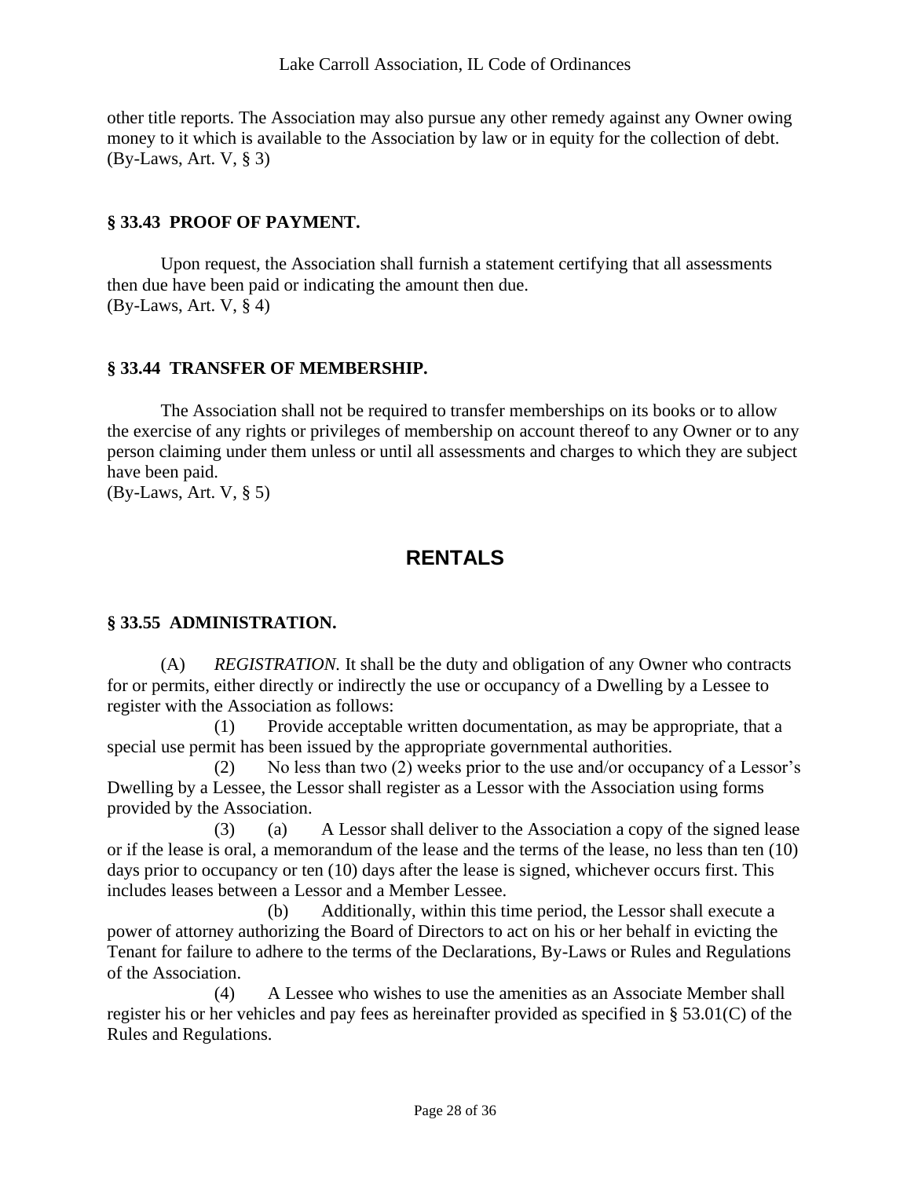other title reports. The Association may also pursue any other remedy against any Owner owing money to it which is available to the Association by law or in equity for the collection of debt.
(By-Laws, Art. V, § 3)

### § 33.43 PROOF OF PAYMENT.

Upon request, the Association shall furnish a statement certifying that all assessments then due have been paid or indicating the amount then due.
(By-Laws, Art. V, § 4)

### § 33.44 TRANSFER OF MEMBERSHIP.

The Association shall not be required to transfer memberships on its books or to allow the exercise of any rights or privileges of membership on account thereof to any Owner or to any person claiming under them unless or until all assessments and charges to which they are subject have been paid.
(By-Laws, Art. V, § 5)

## RENTALS

### § 33.55 ADMINISTRATION.

(A) *REGISTRATION.* It shall be the duty and obligation of any Owner who contracts for or permits, either directly or indirectly the use or occupancy of a Dwelling by a Lessee to register with the Association as follows:

(1) Provide acceptable written documentation, as may be appropriate, that a special use permit has been issued by the appropriate governmental authorities.

(2) No less than two (2) weeks prior to the use and/or occupancy of a Lessor's Dwelling by a Lessee, the Lessor shall register as a Lessor with the Association using forms provided by the Association.

(3) (a) A Lessor shall deliver to the Association a copy of the signed lease or if the lease is oral, a memorandum of the lease and the terms of the lease, no less than ten (10) days prior to occupancy or ten (10) days after the lease is signed, whichever occurs first. This includes leases between a Lessor and a Member Lessee.

(b) Additionally, within this time period, the Lessor shall execute a power of attorney authorizing the Board of Directors to act on his or her behalf in evicting the Tenant for failure to adhere to the terms of the Declarations, By-Laws or Rules and Regulations of the Association.

(4) A Lessee who wishes to use the amenities as an Associate Member shall register his or her vehicles and pay fees as hereinafter provided as specified in § 53.01(C) of the Rules and Regulations.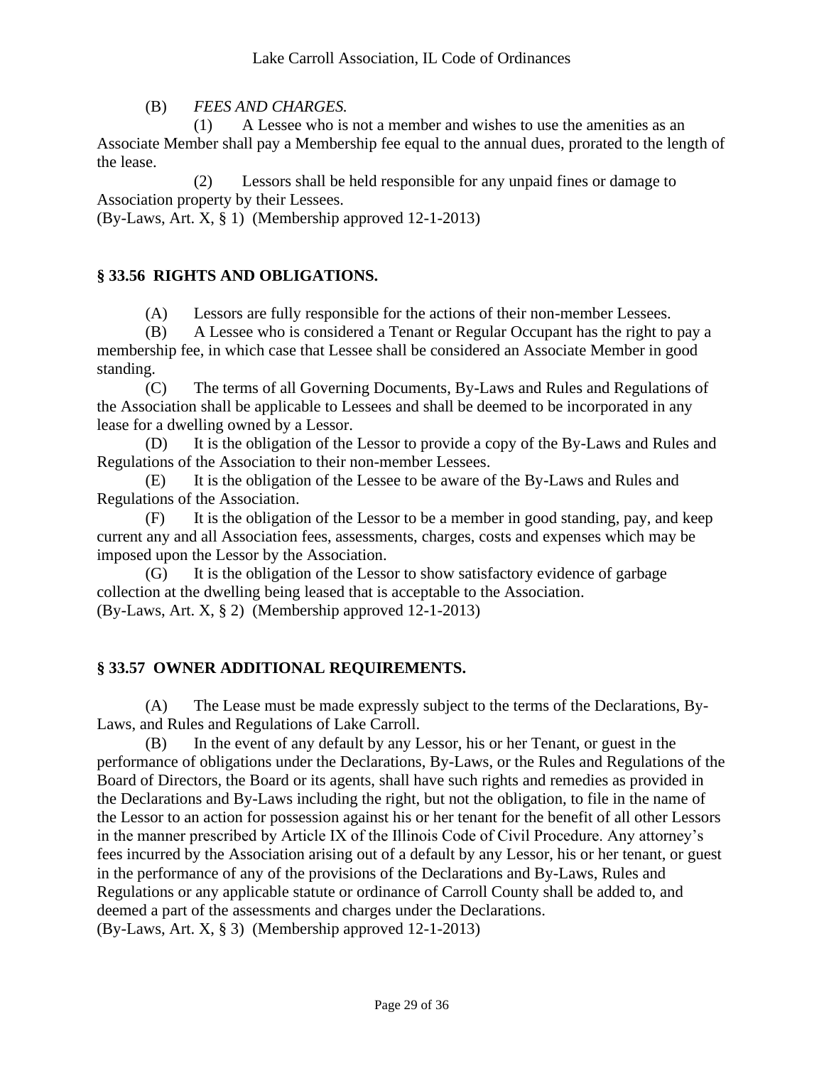(B) *FEES AND CHARGES.*

(1) A Lessee who is not a member and wishes to use the amenities as an Associate Member shall pay a Membership fee equal to the annual dues, prorated to the length of the lease.

(2) Lessors shall be held responsible for any unpaid fines or damage to Association property by their Lessees.

(By-Laws, Art. X, § 1) (Membership approved 12-1-2013)

## § 33.56 RIGHTS AND OBLIGATIONS.

(A) Lessors are fully responsible for the actions of their non-member Lessees.

(B) A Lessee who is considered a Tenant or Regular Occupant has the right to pay a membership fee, in which case that Lessee shall be considered an Associate Member in good standing.

(C) The terms of all Governing Documents, By-Laws and Rules and Regulations of the Association shall be applicable to Lessees and shall be deemed to be incorporated in any lease for a dwelling owned by a Lessor.

(D) It is the obligation of the Lessor to provide a copy of the By-Laws and Rules and Regulations of the Association to their non-member Lessees.

(E) It is the obligation of the Lessee to be aware of the By-Laws and Rules and Regulations of the Association.

(F) It is the obligation of the Lessor to be a member in good standing, pay, and keep current any and all Association fees, assessments, charges, costs and expenses which may be imposed upon the Lessor by the Association.

(G) It is the obligation of the Lessor to show satisfactory evidence of garbage collection at the dwelling being leased that is acceptable to the Association.

(By-Laws, Art. X, § 2) (Membership approved 12-1-2013)

## § 33.57 OWNER ADDITIONAL REQUIREMENTS.

(A) The Lease must be made expressly subject to the terms of the Declarations, By-Laws, and Rules and Regulations of Lake Carroll.

(B) In the event of any default by any Lessor, his or her Tenant, or guest in the performance of obligations under the Declarations, By-Laws, or the Rules and Regulations of the Board of Directors, the Board or its agents, shall have such rights and remedies as provided in the Declarations and By-Laws including the right, but not the obligation, to file in the name of the Lessor to an action for possession against his or her tenant for the benefit of all other Lessors in the manner prescribed by Article IX of the Illinois Code of Civil Procedure. Any attorney's fees incurred by the Association arising out of a default by any Lessor, his or her tenant, or guest in the performance of any of the provisions of the Declarations and By-Laws, Rules and Regulations or any applicable statute or ordinance of Carroll County shall be added to, and deemed a part of the assessments and charges under the Declarations.

(By-Laws, Art. X, § 3) (Membership approved 12-1-2013)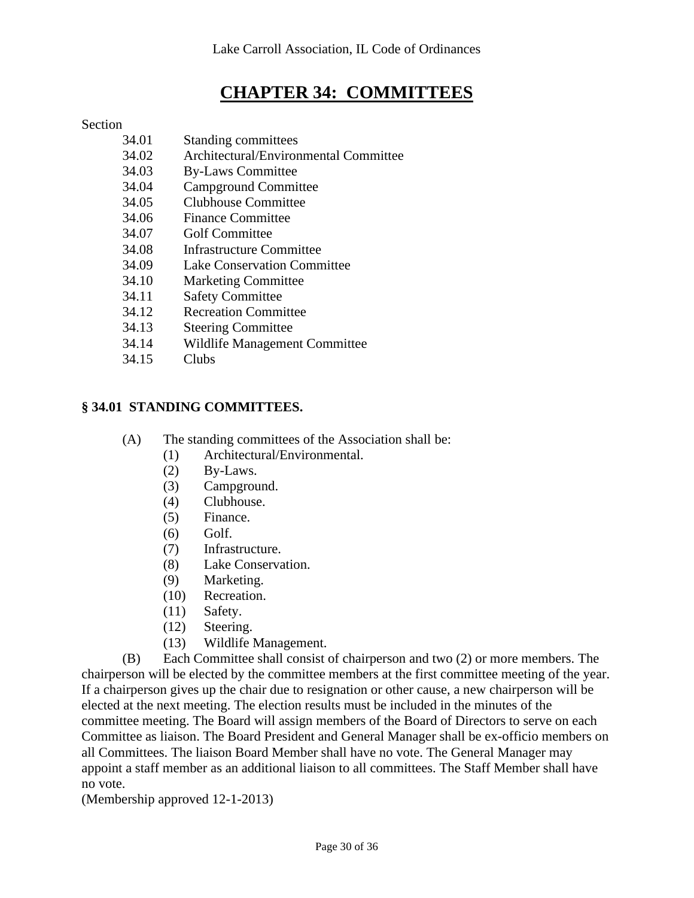# CHAPTER 34: COMMITTEES

Section

- 34.01 Standing committees
- 34.02 Architectural/Environmental Committee
- 34.03 By-Laws Committee
- 34.04 Campground Committee
- 34.05 Clubhouse Committee
- 34.06 Finance Committee
- 34.07 Golf Committee
- 34.08 Infrastructure Committee
- 34.09 Lake Conservation Committee
- 34.10 Marketing Committee
- 34.11 Safety Committee
- 34.12 Recreation Committee
- 34.13 Steering Committee
- 34.14 Wildlife Management Committee
- 34.15 Clubs

### § 34.01 STANDING COMMITTEES.

(A) The standing committees of the Association shall be:

(1) Architectural/Environmental.
(2) By-Laws.
(3) Campground.
(4) Clubhouse.
(5) Finance.
(6) Golf.
(7) Infrastructure.
(8) Lake Conservation.
(9) Marketing.
(10) Recreation.
(11) Safety.
(12) Steering.
(13) Wildlife Management.

(B) Each Committee shall consist of chairperson and two (2) or more members. The chairperson will be elected by the committee members at the first committee meeting of the year. If a chairperson gives up the chair due to resignation or other cause, a new chairperson will be elected at the next meeting. The election results must be included in the minutes of the committee meeting. The Board will assign members of the Board of Directors to serve on each Committee as liaison. The Board President and General Manager shall be ex-officio members on all Committees. The liaison Board Member shall have no vote. The General Manager may appoint a staff member as an additional liaison to all committees. The Staff Member shall have no vote.
(Membership approved 12-1-2013)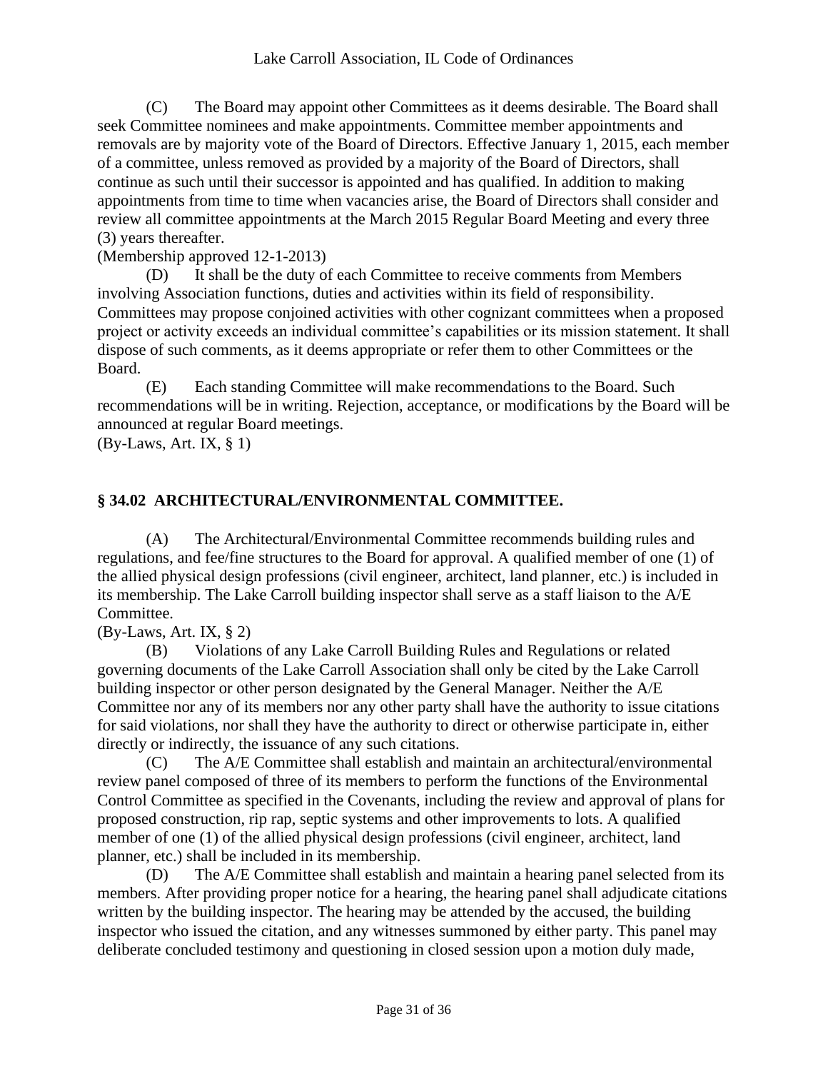(C) The Board may appoint other Committees as it deems desirable. The Board shall seek Committee nominees and make appointments. Committee member appointments and removals are by majority vote of the Board of Directors. Effective January 1, 2015, each member of a committee, unless removed as provided by a majority of the Board of Directors, shall continue as such until their successor is appointed and has qualified. In addition to making appointments from time to time when vacancies arise, the Board of Directors shall consider and review all committee appointments at the March 2015 Regular Board Meeting and every three (3) years thereafter.

(Membership approved 12-1-2013)

(D) It shall be the duty of each Committee to receive comments from Members involving Association functions, duties and activities within its field of responsibility. Committees may propose conjoined activities with other cognizant committees when a proposed project or activity exceeds an individual committee's capabilities or its mission statement. It shall dispose of such comments, as it deems appropriate or refer them to other Committees or the Board.

(E) Each standing Committee will make recommendations to the Board. Such recommendations will be in writing. Rejection, acceptance, or modifications by the Board will be announced at regular Board meetings.

(By-Laws, Art. IX, § 1)

## § 34.02 ARCHITECTURAL/ENVIRONMENTAL COMMITTEE.

(A) The Architectural/Environmental Committee recommends building rules and regulations, and fee/fine structures to the Board for approval. A qualified member of one (1) of the allied physical design professions (civil engineer, architect, land planner, etc.) is included in its membership. The Lake Carroll building inspector shall serve as a staff liaison to the A/E Committee.

(By-Laws, Art. IX, § 2)

(B) Violations of any Lake Carroll Building Rules and Regulations or related governing documents of the Lake Carroll Association shall only be cited by the Lake Carroll building inspector or other person designated by the General Manager. Neither the A/E Committee nor any of its members nor any other party shall have the authority to issue citations for said violations, nor shall they have the authority to direct or otherwise participate in, either directly or indirectly, the issuance of any such citations.

(C) The A/E Committee shall establish and maintain an architectural/environmental review panel composed of three of its members to perform the functions of the Environmental Control Committee as specified in the Covenants, including the review and approval of plans for proposed construction, rip rap, septic systems and other improvements to lots. A qualified member of one (1) of the allied physical design professions (civil engineer, architect, land planner, etc.) shall be included in its membership.

(D) The A/E Committee shall establish and maintain a hearing panel selected from its members. After providing proper notice for a hearing, the hearing panel shall adjudicate citations written by the building inspector. The hearing may be attended by the accused, the building inspector who issued the citation, and any witnesses summoned by either party. This panel may deliberate concluded testimony and questioning in closed session upon a motion duly made,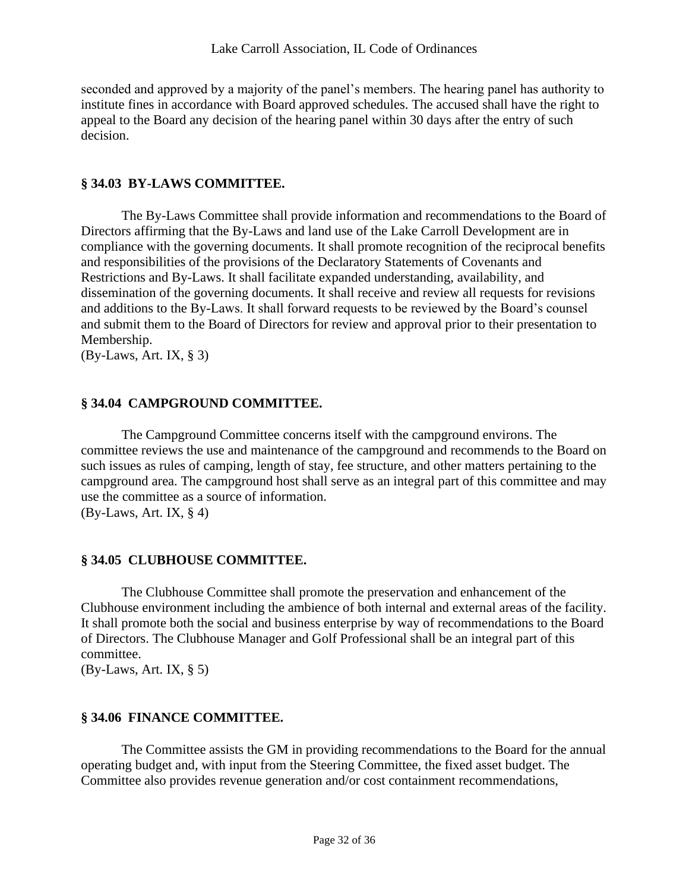seconded and approved by a majority of the panel's members. The hearing panel has authority to institute fines in accordance with Board approved schedules. The accused shall have the right to appeal to the Board any decision of the hearing panel within 30 days after the entry of such decision.

### § 34.03 BY-LAWS COMMITTEE.

The By-Laws Committee shall provide information and recommendations to the Board of Directors affirming that the By-Laws and land use of the Lake Carroll Development are in compliance with the governing documents. It shall promote recognition of the reciprocal benefits and responsibilities of the provisions of the Declaratory Statements of Covenants and Restrictions and By-Laws. It shall facilitate expanded understanding, availability, and dissemination of the governing documents. It shall receive and review all requests for revisions and additions to the By-Laws. It shall forward requests to be reviewed by the Board's counsel and submit them to the Board of Directors for review and approval prior to their presentation to Membership.
(By-Laws, Art. IX, § 3)

### § 34.04 CAMPGROUND COMMITTEE.

The Campground Committee concerns itself with the campground environs. The committee reviews the use and maintenance of the campground and recommends to the Board on such issues as rules of camping, length of stay, fee structure, and other matters pertaining to the campground area. The campground host shall serve as an integral part of this committee and may use the committee as a source of information.
(By-Laws, Art. IX, § 4)

### § 34.05 CLUBHOUSE COMMITTEE.

The Clubhouse Committee shall promote the preservation and enhancement of the Clubhouse environment including the ambience of both internal and external areas of the facility. It shall promote both the social and business enterprise by way of recommendations to the Board of Directors. The Clubhouse Manager and Golf Professional shall be an integral part of this committee.
(By-Laws, Art. IX, § 5)

### § 34.06 FINANCE COMMITTEE.

The Committee assists the GM in providing recommendations to the Board for the annual operating budget and, with input from the Steering Committee, the fixed asset budget. The Committee also provides revenue generation and/or cost containment recommendations,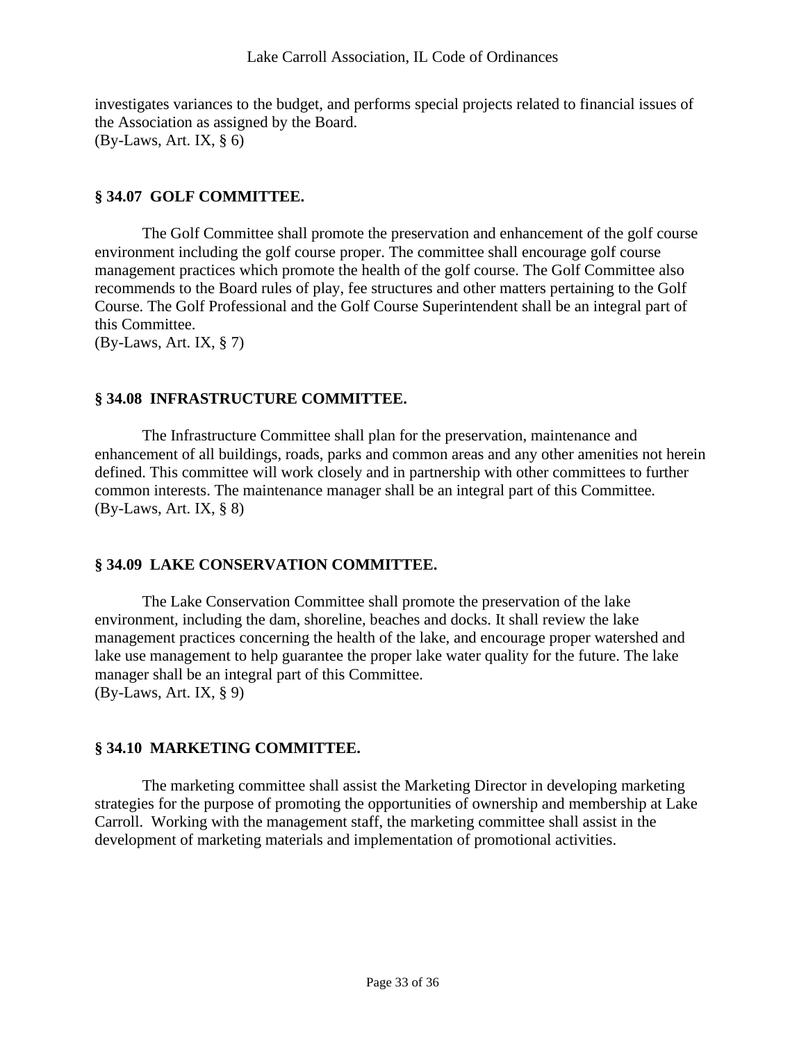investigates variances to the budget, and performs special projects related to financial issues of the Association as assigned by the Board.
(By-Laws, Art. IX, § 6)

### § 34.07 GOLF COMMITTEE.

The Golf Committee shall promote the preservation and enhancement of the golf course environment including the golf course proper. The committee shall encourage golf course management practices which promote the health of the golf course. The Golf Committee also recommends to the Board rules of play, fee structures and other matters pertaining to the Golf Course. The Golf Professional and the Golf Course Superintendent shall be an integral part of this Committee.
(By-Laws, Art. IX, § 7)

### § 34.08 INFRASTRUCTURE COMMITTEE.

The Infrastructure Committee shall plan for the preservation, maintenance and enhancement of all buildings, roads, parks and common areas and any other amenities not herein defined. This committee will work closely and in partnership with other committees to further common interests. The maintenance manager shall be an integral part of this Committee.
(By-Laws, Art. IX, § 8)

### § 34.09 LAKE CONSERVATION COMMITTEE.

The Lake Conservation Committee shall promote the preservation of the lake environment, including the dam, shoreline, beaches and docks. It shall review the lake management practices concerning the health of the lake, and encourage proper watershed and lake use management to help guarantee the proper lake water quality for the future. The lake manager shall be an integral part of this Committee.
(By-Laws, Art. IX, § 9)

### § 34.10 MARKETING COMMITTEE.

The marketing committee shall assist the Marketing Director in developing marketing strategies for the purpose of promoting the opportunities of ownership and membership at Lake Carroll. Working with the management staff, the marketing committee shall assist in the development of marketing materials and implementation of promotional activities.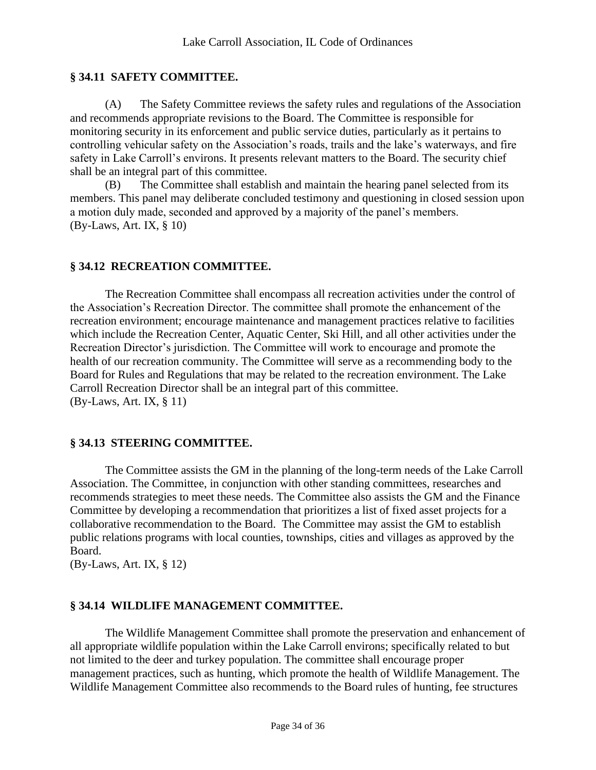## § 34.11 SAFETY COMMITTEE.

(A) The Safety Committee reviews the safety rules and regulations of the Association and recommends appropriate revisions to the Board. The Committee is responsible for monitoring security in its enforcement and public service duties, particularly as it pertains to controlling vehicular safety on the Association's roads, trails and the lake's waterways, and fire safety in Lake Carroll's environs. It presents relevant matters to the Board. The security chief shall be an integral part of this committee.

(B) The Committee shall establish and maintain the hearing panel selected from its members. This panel may deliberate concluded testimony and questioning in closed session upon a motion duly made, seconded and approved by a majority of the panel's members.

(By-Laws, Art. IX, § 10)

## § 34.12 RECREATION COMMITTEE.

The Recreation Committee shall encompass all recreation activities under the control of the Association's Recreation Director. The committee shall promote the enhancement of the recreation environment; encourage maintenance and management practices relative to facilities which include the Recreation Center, Aquatic Center, Ski Hill, and all other activities under the Recreation Director's jurisdiction. The Committee will work to encourage and promote the health of our recreation community. The Committee will serve as a recommending body to the Board for Rules and Regulations that may be related to the recreation environment. The Lake Carroll Recreation Director shall be an integral part of this committee.

(By-Laws, Art. IX, § 11)

## § 34.13 STEERING COMMITTEE.

The Committee assists the GM in the planning of the long-term needs of the Lake Carroll Association. The Committee, in conjunction with other standing committees, researches and recommends strategies to meet these needs. The Committee also assists the GM and the Finance Committee by developing a recommendation that prioritizes a list of fixed asset projects for a collaborative recommendation to the Board. The Committee may assist the GM to establish public relations programs with local counties, townships, cities and villages as approved by the Board.

(By-Laws, Art. IX, § 12)

## § 34.14 WILDLIFE MANAGEMENT COMMITTEE.

The Wildlife Management Committee shall promote the preservation and enhancement of all appropriate wildlife population within the Lake Carroll environs; specifically related to but not limited to the deer and turkey population. The committee shall encourage proper management practices, such as hunting, which promote the health of Wildlife Management. The Wildlife Management Committee also recommends to the Board rules of hunting, fee structures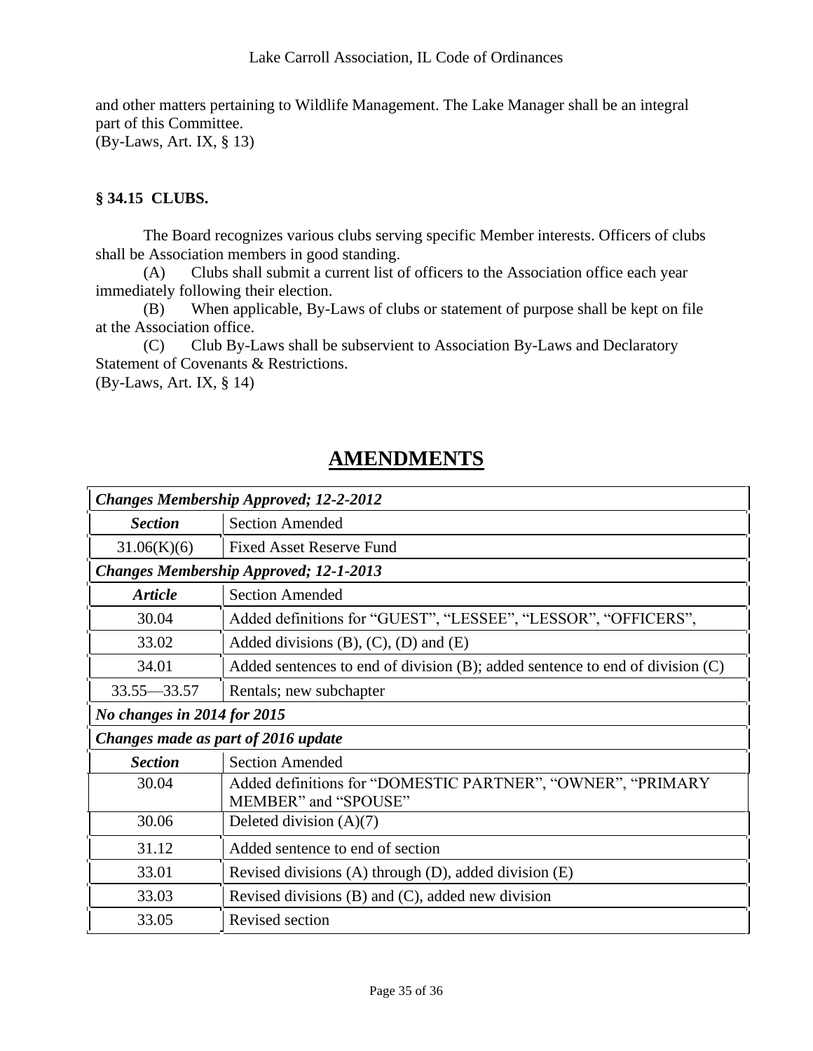and other matters pertaining to Wildlife Management. The Lake Manager shall be an integral part of this Committee.
(By-Laws, Art. IX, § 13)

**§ 34.15 CLUBS.**

The Board recognizes various clubs serving specific Member interests. Officers of clubs shall be Association members in good standing.

(A) Clubs shall submit a current list of officers to the Association office each year immediately following their election.

(B) When applicable, By-Laws of clubs or statement of purpose shall be kept on file at the Association office.

(C) Club By-Laws shall be subservient to Association By-Laws and Declaratory Statement of Covenants & Restrictions.
(By-Laws, Art. IX, § 14)

# AMENDMENTS

| ***Changes Membership Approved; 12-2-2012*** | |
|---|---|
| ***Section*** | Section Amended |
| 31.06(K)(6) | Fixed Asset Reserve Fund |
| ***Changes Membership Approved; 12-1-2013*** | |
| ***Article*** | Section Amended |
| 30.04 | Added definitions for "GUEST", "LESSEE", "LESSOR", "OFFICERS", |
| 33.02 | Added divisions (B), (C), (D) and (E) |
| 34.01 | Added sentences to end of division (B); added sentence to end of division (C) |
| 33.55—33.57 | Rentals; new subchapter |
| ***No changes in 2014 for 2015*** | |
| ***Changes made as part of 2016 update*** | |
| ***Section*** | Section Amended |
| 30.04 | Added definitions for "DOMESTIC PARTNER", "OWNER", "PRIMARY MEMBER" and "SPOUSE" |
| 30.06 | Deleted division (A)(7) |
| 31.12 | Added sentence to end of section |
| 33.01 | Revised divisions (A) through (D), added division (E) |
| 33.03 | Revised divisions (B) and (C), added new division |
| 33.05 | Revised section |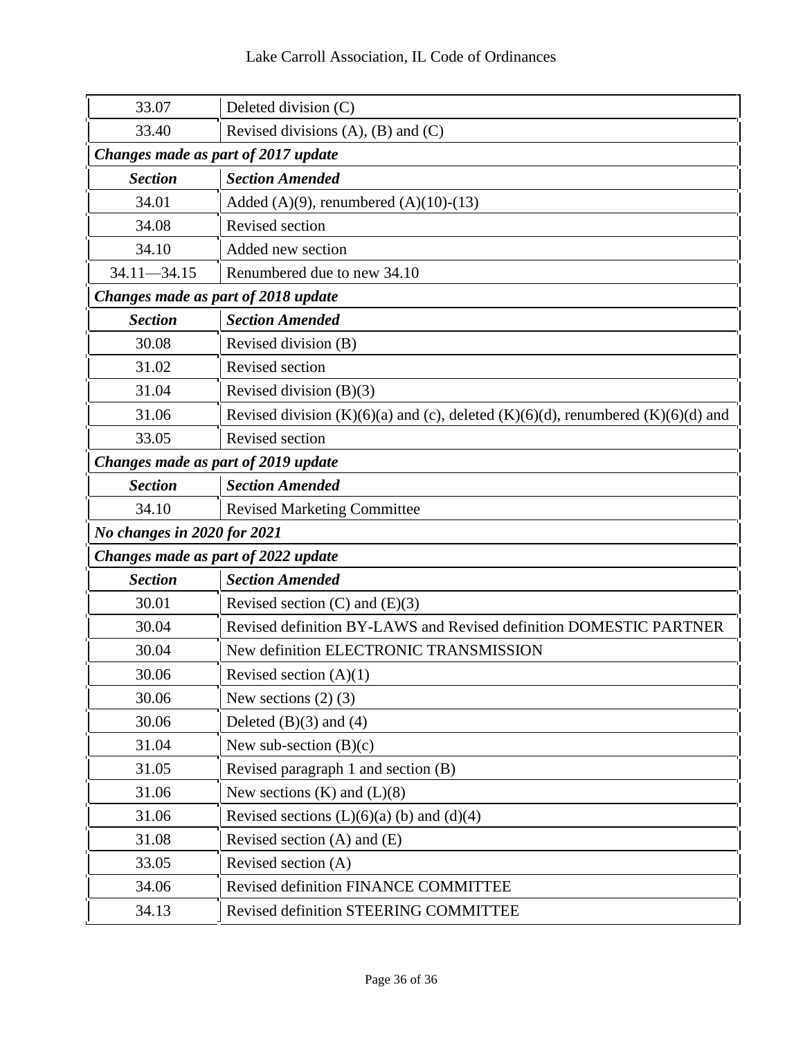| | |
|---|---|
| 33.07 | Deleted division (C) |
| 33.40 | Revised divisions (A), (B) and (C) |
| ***Changes made as part of 2017 update*** | |
| ***Section*** | ***Section Amended*** |
| 34.01 | Added (A)(9), renumbered (A)(10)-(13) |
| 34.08 | Revised section |
| 34.10 | Added new section |
| 34.11—34.15 | Renumbered due to new 34.10 |
| ***Changes made as part of 2018 update*** | |
| ***Section*** | ***Section Amended*** |
| 30.08 | Revised division (B) |
| 31.02 | Revised section |
| 31.04 | Revised division (B)(3) |
| 31.06 | Revised division (K)(6)(a) and (c), deleted (K)(6)(d), renumbered (K)(6)(d) and |
| 33.05 | Revised section |
| ***Changes made as part of 2019 update*** | |
| ***Section*** | ***Section Amended*** |
| 34.10 | Revised Marketing Committee |
| ***No changes in 2020 for 2021*** | |
| ***Changes made as part of 2022 update*** | |
| ***Section*** | ***Section Amended*** |
| 30.01 | Revised section (C) and (E)(3) |
| 30.04 | Revised definition BY-LAWS and Revised definition DOMESTIC PARTNER |
| 30.04 | New definition ELECTRONIC TRANSMISSION |
| 30.06 | Revised section (A)(1) |
| 30.06 | New sections (2) (3) |
| 30.06 | Deleted (B)(3) and (4) |
| 31.04 | New sub-section (B)(c) |
| 31.05 | Revised paragraph 1 and section (B) |
| 31.06 | New sections (K) and (L)(8) |
| 31.06 | Revised sections (L)(6)(a) (b) and (d)(4) |
| 31.08 | Revised section (A) and (E) |
| 33.05 | Revised section (A) |
| 34.06 | Revised definition FINANCE COMMITTEE |
| 34.13 | Revised definition STEERING COMMITTEE |